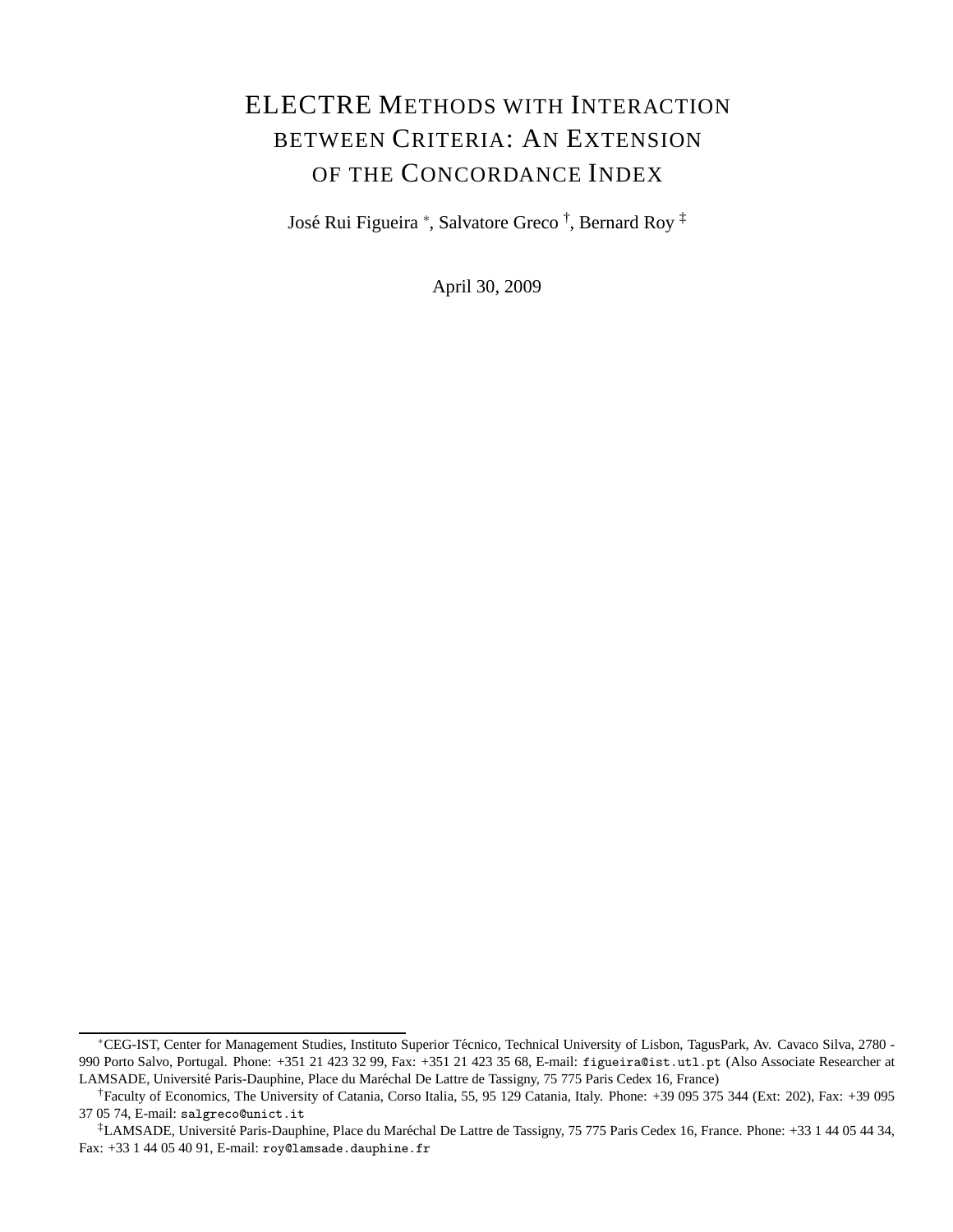# ELECTRE METHODS WITH INTERACTION BETWEEN CRITERIA: AN EXTENSION OF THE CONCORDANCE INDEX

José Rui Figueira [*], Salvatore Greco [†], Bernard Roy [‡]

April 30, 2009

---

[*] CEG-IST, Center for Management Studies, Instituto Superior Técnico, Technical University of Lisbon, TagusPark, Av. Cavaco Silva, 2780 - 990 Porto Salvo, Portugal. Phone: +351 21 423 32 99, Fax: +351 21 423 35 68, E-mail: figueira@ist.utl.pt (Also Associate Researcher at LAMSADE, Université Paris-Dauphine, Place du Maréchal De Lattre de Tassigny, 75 775 Paris Cedex 16, France)

[†] Faculty of Economics, The University of Catania, Corso Italia, 55, 95 129 Catania, Italy. Phone: +39 095 375 344 (Ext: 202), Fax: +39 095 37 05 74, E-mail: salgreco@unict.it

[‡] LAMSADE, Université Paris-Dauphine, Place du Maréchal De Lattre de Tassigny, 75 775 Paris Cedex 16, France. Phone: +33 1 44 05 44 34, Fax: +33 1 44 05 40 91, E-mail: roy@lamsade.dauphine.fr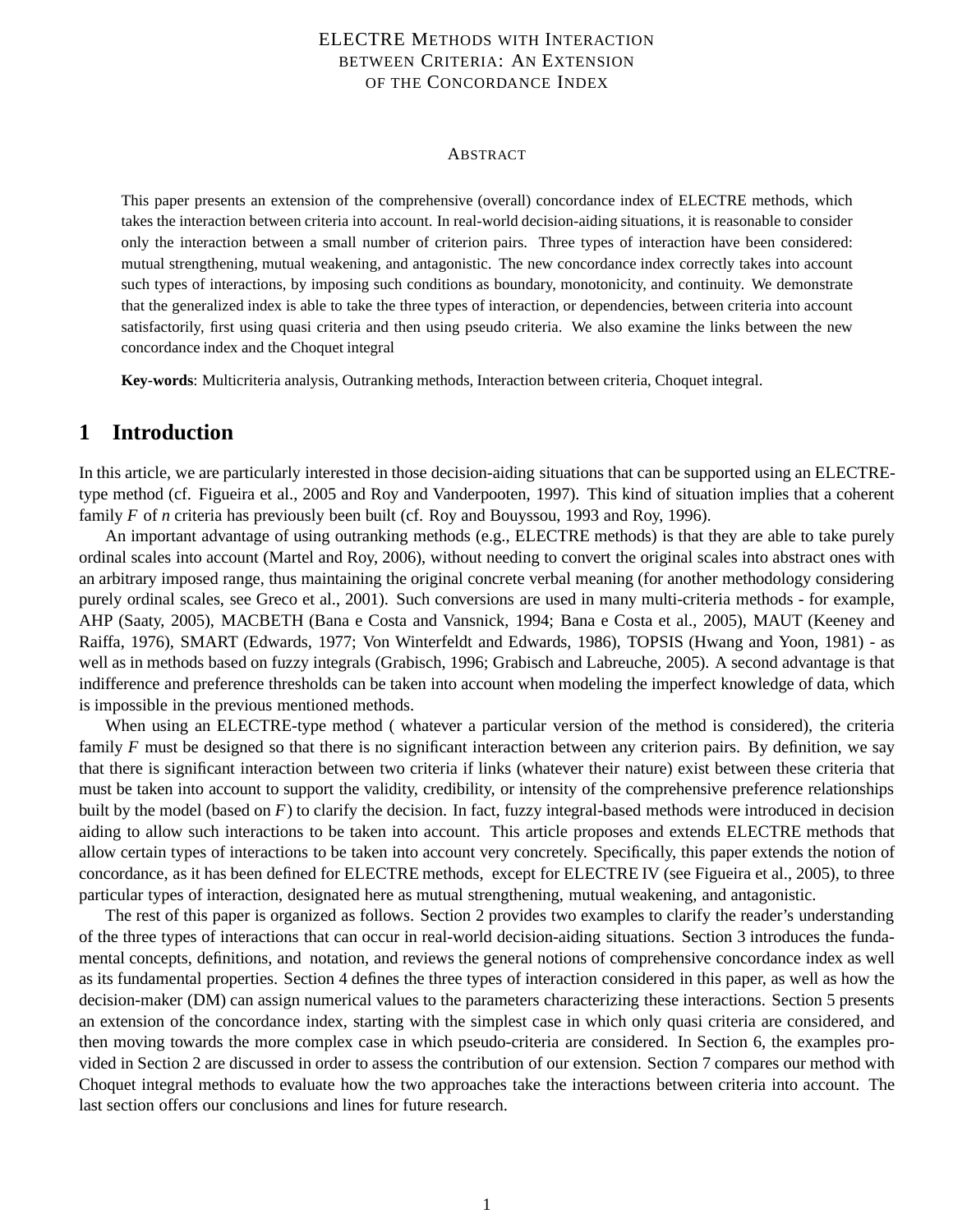# ELECTRE METHODS WITH INTERACTION BETWEEN CRITERIA: AN EXTENSION OF THE CONCORDANCE INDEX

## ABSTRACT

This paper presents an extension of the comprehensive (overall) concordance index of ELECTRE methods, which takes the interaction between criteria into account. In real-world decision-aiding situations, it is reasonable to consider only the interaction between a small number of criterion pairs. Three types of interaction have been considered: mutual strengthening, mutual weakening, and antagonistic. The new concordance index correctly takes into account such types of interactions, by imposing such conditions as boundary, monotonicity, and continuity. We demonstrate that the generalized index is able to take the three types of interaction, or dependencies, between criteria into account satisfactorily, first using quasi criteria and then using pseudo criteria. We also examine the links between the new concordance index and the Choquet integral

**Key-words**: Multicriteria analysis, Outranking methods, Interaction between criteria, Choquet integral.

## 1 Introduction

In this article, we are particularly interested in those decision-aiding situations that can be supported using an ELECTRE-type method (cf. Figueira et al., 2005 and Roy and Vanderpooten, 1997). This kind of situation implies that a coherent family $F$ of $n$ criteria has previously been built (cf. Roy and Bouyssou, 1993 and Roy, 1996).

An important advantage of using outranking methods (e.g., ELECTRE methods) is that they are able to take purely ordinal scales into account (Martel and Roy, 2006), without needing to convert the original scales into abstract ones with an arbitrary imposed range, thus maintaining the original concrete verbal meaning (for another methodology considering purely ordinal scales, see Greco et al., 2001). Such conversions are used in many multi-criteria methods - for example, AHP (Saaty, 2005), MACBETH (Bana e Costa and Vansnick, 1994; Bana e Costa et al., 2005), MAUT (Keeney and Raiffa, 1976), SMART (Edwards, 1977; Von Winterfeldt and Edwards, 1986), TOPSIS (Hwang and Yoon, 1981) - as well as in methods based on fuzzy integrals (Grabisch, 1996; Grabisch and Labreuche, 2005). A second advantage is that indifference and preference thresholds can be taken into account when modeling the imperfect knowledge of data, which is impossible in the previous mentioned methods.

When using an ELECTRE-type method ( whatever a particular version of the method is considered), the criteria family $F$ must be designed so that there is no significant interaction between any criterion pairs. By definition, we say that there is significant interaction between two criteria if links (whatever their nature) exist between these criteria that must be taken into account to support the validity, credibility, or intensity of the comprehensive preference relationships built by the model (based on $F$) to clarify the decision. In fact, fuzzy integral-based methods were introduced in decision aiding to allow such interactions to be taken into account. This article proposes and extends ELECTRE methods that allow certain types of interactions to be taken into account very concretely. Specifically, this paper extends the notion of concordance, as it has been defined for ELECTRE methods, except for ELECTRE IV (see Figueira et al., 2005), to three particular types of interaction, designated here as mutual strengthening, mutual weakening, and antagonistic.

The rest of this paper is organized as follows. Section 2 provides two examples to clarify the reader's understanding of the three types of interactions that can occur in real-world decision-aiding situations. Section 3 introduces the fundamental concepts, definitions, and notation, and reviews the general notions of comprehensive concordance index as well as its fundamental properties. Section 4 defines the three types of interaction considered in this paper, as well as how the decision-maker (DM) can assign numerical values to the parameters characterizing these interactions. Section 5 presents an extension of the concordance index, starting with the simplest case in which only quasi criteria are considered, and then moving towards the more complex case in which pseudo-criteria are considered. In Section 6, the examples provided in Section 2 are discussed in order to assess the contribution of our extension. Section 7 compares our method with Choquet integral methods to evaluate how the two approaches take the interactions between criteria into account. The last section offers our conclusions and lines for future research.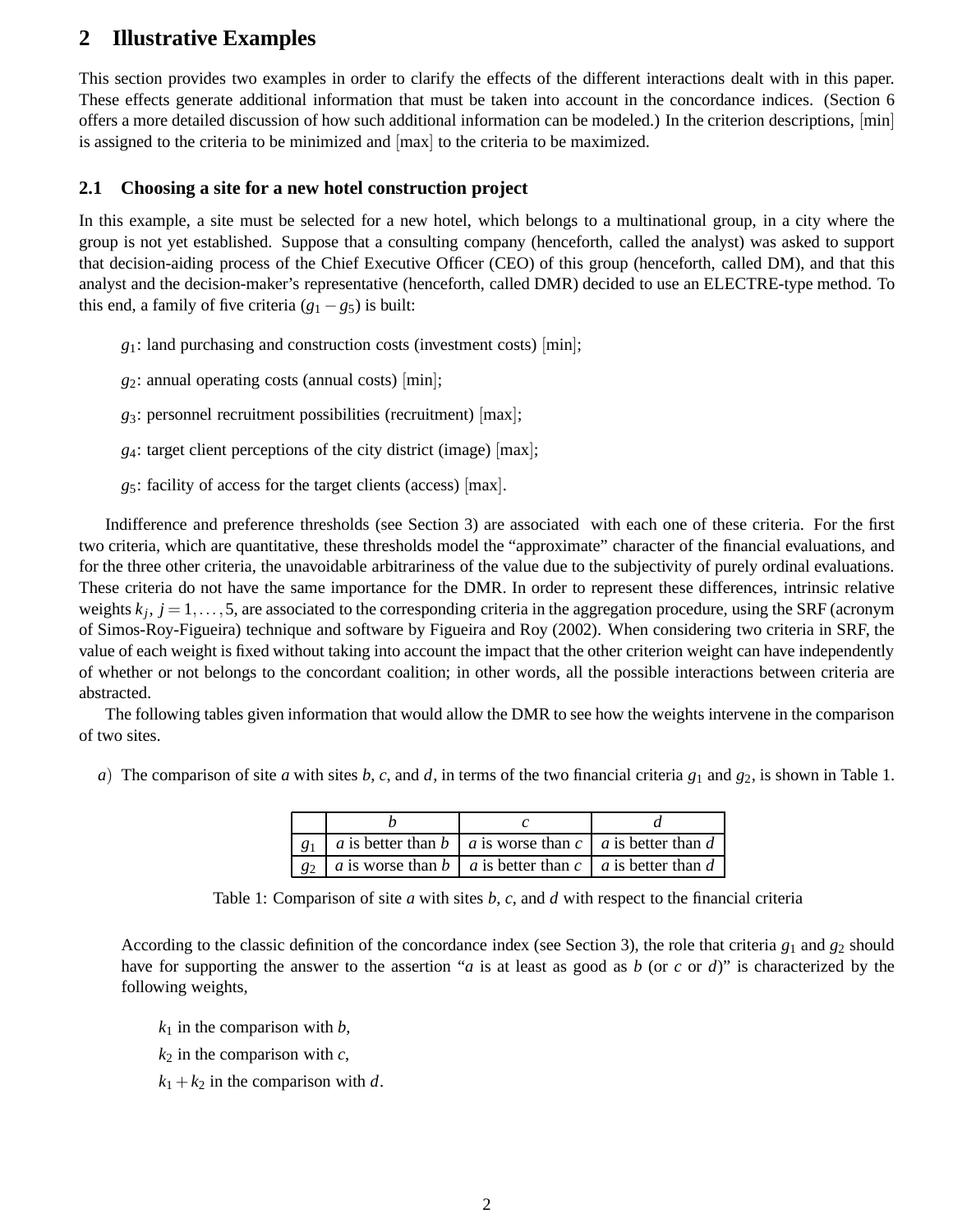## 2 Illustrative Examples

This section provides two examples in order to clarify the effects of the different interactions dealt with in this paper. These effects generate additional information that must be taken into account in the concordance indices. (Section 6 offers a more detailed discussion of how such additional information can be modeled.) In the criterion descriptions, [min] is assigned to the criteria to be minimized and [max] to the criteria to be maximized.

### 2.1 Choosing a site for a new hotel construction project

In this example, a site must be selected for a new hotel, which belongs to a multinational group, in a city where the group is not yet established. Suppose that a consulting company (henceforth, called the analyst) was asked to support that decision-aiding process of the Chief Executive Officer (CEO) of this group (henceforth, called DM), and that this analyst and the decision-maker's representative (henceforth, called DMR) decided to use an ELECTRE-type method. To this end, a family of five criteria ($g_1 - g_5$) is built:

- $g_1$: land purchasing and construction costs (investment costs) [min];
- $g_2$: annual operating costs (annual costs) [min];
- $g_3$: personnel recruitment possibilities (recruitment) [max];
- $g_4$: target client perceptions of the city district (image) [max];
- $g_5$: facility of access for the target clients (access) [max].

Indifference and preference thresholds (see Section 3) are associated with each one of these criteria. For the first two criteria, which are quantitative, these thresholds model the "approximate" character of the financial evaluations, and for the three other criteria, the unavoidable arbitrariness of the value due to the subjectivity of purely ordinal evaluations. These criteria do not have the same importance for the DMR. In order to represent these differences, intrinsic relative weights $k_j$, $j = 1, \ldots, 5$, are associated to the corresponding criteria in the aggregation procedure, using the SRF (acronym of Simos-Roy-Figueira) technique and software by Figueira and Roy (2002). When considering two criteria in SRF, the value of each weight is fixed without taking into account the impact that the other criterion weight can have independently of whether or not belongs to the concordant coalition; in other words, all the possible interactions between criteria are abstracted.

The following tables given information that would allow the DMR to see how the weights intervene in the comparison of two sites.

*a*) The comparison of site *a* with sites *b*, *c*, and *d*, in terms of the two financial criteria $g_1$ and $g_2$, is shown in Table 1.

| | *b* | *c* | *d* |
|---|---|---|---|
| $g_1$ | *a* is better than *b* | *a* is worse than *c* | *a* is better than *d* |
| $g_2$ | *a* is worse than *b* | *a* is better than *c* | *a* is better than *d* |

Table 1: Comparison of site *a* with sites *b*, *c*, and *d* with respect to the financial criteria

According to the classic definition of the concordance index (see Section 3), the role that criteria $g_1$ and $g_2$ should have for supporting the answer to the assertion "*a* is at least as good as *b* (or *c* or *d*)" is characterized by the following weights,

- $k_1$ in the comparison with *b*,
- $k_2$ in the comparison with *c*,
- $k_1 + k_2$ in the comparison with *d*.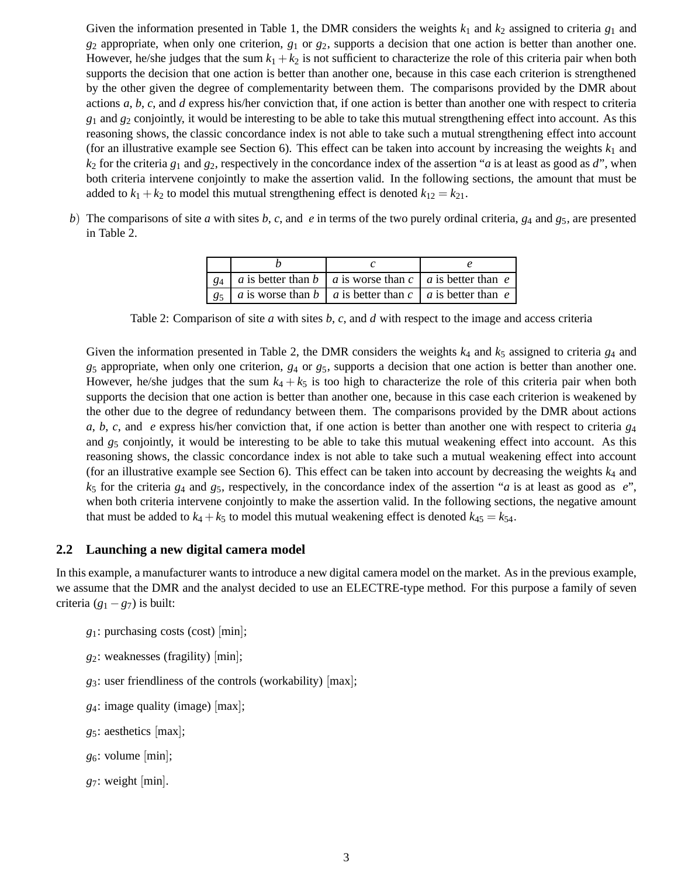Given the information presented in Table 1, the DMR considers the weights $k_1$ and $k_2$ assigned to criteria $g_1$ and $g_2$ appropriate, when only one criterion, $g_1$ or $g_2$, supports a decision that one action is better than another one. However, he/she judges that the sum $k_1 + k_2$ is not sufficient to characterize the role of this criteria pair when both supports the decision that one action is better than another one, because in this case each criterion is strengthened by the other given the degree of complementarity between them. The comparisons provided by the DMR about actions $a$, $b$, $c$, and $d$ express his/her conviction that, if one action is better than another one with respect to criteria $g_1$ and $g_2$ conjointly, it would be interesting to be able to take this mutual strengthening effect into account. As this reasoning shows, the classic concordance index is not able to take such a mutual strengthening effect into account (for an illustrative example see Section 6). This effect can be taken into account by increasing the weights $k_1$ and $k_2$ for the criteria $g_1$ and $g_2$, respectively in the concordance index of the assertion "$a$ is at least as good as $d$", when both criteria intervene conjointly to make the assertion valid. In the following sections, the amount that must be added to $k_1 + k_2$ to model this mutual strengthening effect is denoted $k_{12} = k_{21}$.

$b)$ The comparisons of site $a$ with sites $b$, $c$, and $e$ in terms of the two purely ordinal criteria, $g_4$ and $g_5$, are presented in Table 2.

| | $b$ | $c$ | $e$ |
|---|---|---|---|
| $g_4$ | $a$ is better than $b$ | $a$ is worse than $c$ | $a$ is better than $e$ |
| $g_5$ | $a$ is worse than $b$ | $a$ is better than $c$ | $a$ is better than $e$ |

Table 2: Comparison of site $a$ with sites $b$, $c$, and $d$ with respect to the image and access criteria

Given the information presented in Table 2, the DMR considers the weights $k_4$ and $k_5$ assigned to criteria $g_4$ and $g_5$ appropriate, when only one criterion, $g_4$ or $g_5$, supports a decision that one action is better than another one. However, he/she judges that the sum $k_4 + k_5$ is too high to characterize the role of this criteria pair when both supports the decision that one action is better than another one, because in this case each criterion is weakened by the other due to the degree of redundancy between them. The comparisons provided by the DMR about actions $a$, $b$, $c$, and $e$ express his/her conviction that, if one action is better than another one with respect to criteria $g_4$ and $g_5$ conjointly, it would be interesting to be able to take this mutual weakening effect into account. As this reasoning shows, the classic concordance index is not able to take such a mutual weakening effect into account (for an illustrative example see Section 6). This effect can be taken into account by decreasing the weights $k_4$ and $k_5$ for the criteria $g_4$ and $g_5$, respectively, in the concordance index of the assertion "$a$ is at least as good as $e$", when both criteria intervene conjointly to make the assertion valid. In the following sections, the negative amount that must be added to $k_4 + k_5$ to model this mutual weakening effect is denoted $k_{45} = k_{54}$.

### 2.2 Launching a new digital camera model

In this example, a manufacturer wants to introduce a new digital camera model on the market. As in the previous example, we assume that the DMR and the analyst decided to use an ELECTRE-type method. For this purpose a family of seven criteria ($g_1 - g_7$) is built:

$g_1$: purchasing costs (cost) [min];

$g_2$: weaknesses (fragility) [min];

$g_3$: user friendliness of the controls (workability) [max];

$g_4$: image quality (image) [max];

$g_5$: aesthetics [max];

$g_6$: volume [min];

$g_7$: weight [min].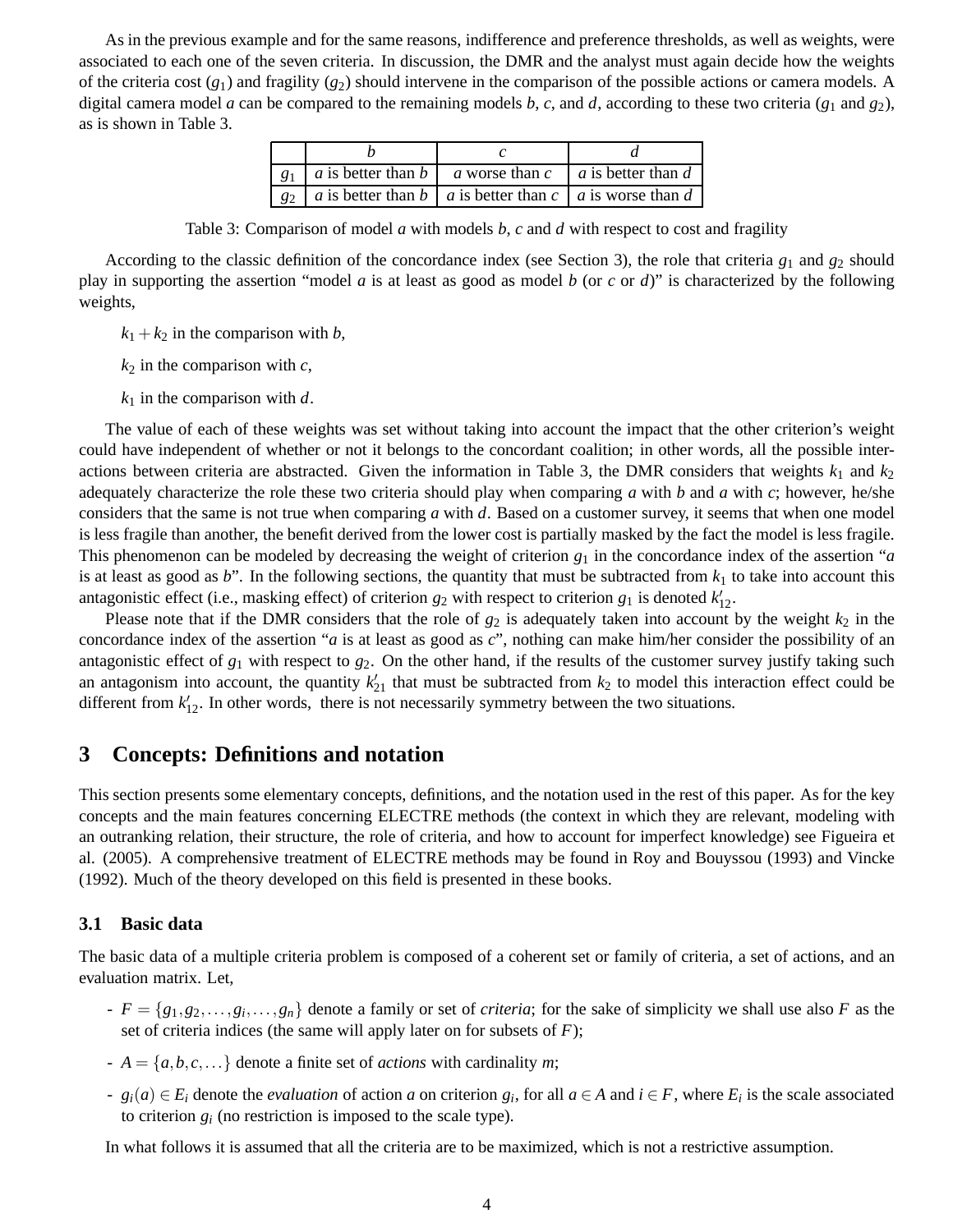As in the previous example and for the same reasons, indifference and preference thresholds, as well as weights, were associated to each one of the seven criteria. In discussion, the DMR and the analyst must again decide how the weights of the criteria cost ($g_1$) and fragility ($g_2$) should intervene in the comparison of the possible actions or camera models. A digital camera model $a$ can be compared to the remaining models $b$, $c$, and $d$, according to these two criteria ($g_1$ and $g_2$), as is shown in Table 3.

| | $b$ | $c$ | $d$ |
|---|---|---|---|
| $g_1$ | $a$ is better than $b$ | $a$ worse than $c$ | $a$ is better than $d$ |
| $g_2$ | $a$ is better than $b$ | $a$ is better than $c$ | $a$ is worse than $d$ |

Table 3: Comparison of model $a$ with models $b$, $c$ and $d$ with respect to cost and fragility

According to the classic definition of the concordance index (see Section 3), the role that criteria $g_1$ and $g_2$ should play in supporting the assertion "model $a$ is at least as good as model $b$ (or $c$ or $d$)" is characterized by the following weights,

$k_1 + k_2$ in the comparison with $b$,

$k_2$ in the comparison with $c$,

$k_1$ in the comparison with $d$.

The value of each of these weights was set without taking into account the impact that the other criterion's weight could have independent of whether or not it belongs to the concordant coalition; in other words, all the possible interactions between criteria are abstracted. Given the information in Table 3, the DMR considers that weights $k_1$ and $k_2$ adequately characterize the role these two criteria should play when comparing $a$ with $b$ and $a$ with $c$; however, he/she considers that the same is not true when comparing $a$ with $d$. Based on a customer survey, it seems that when one model is less fragile than another, the benefit derived from the lower cost is partially masked by the fact the model is less fragile. This phenomenon can be modeled by decreasing the weight of criterion $g_1$ in the concordance index of the assertion "$a$ is at least as good as $b$". In the following sections, the quantity that must be subtracted from $k_1$ to take into account this antagonistic effect (i.e., masking effect) of criterion $g_2$ with respect to criterion $g_1$ is denoted $k'_{12}$.

Please note that if the DMR considers that the role of $g_2$ is adequately taken into account by the weight $k_2$ in the concordance index of the assertion "$a$ is at least as good as $c$", nothing can make him/her consider the possibility of an antagonistic effect of $g_1$ with respect to $g_2$. On the other hand, if the results of the customer survey justify taking such an antagonism into account, the quantity $k'_{21}$ that must be subtracted from $k_2$ to model this interaction effect could be different from $k'_{12}$. In other words, there is not necessarily symmetry between the two situations.

## 3 Concepts: Definitions and notation

This section presents some elementary concepts, definitions, and the notation used in the rest of this paper. As for the key concepts and the main features concerning ELECTRE methods (the context in which they are relevant, modeling with an outranking relation, their structure, the role of criteria, and how to account for imperfect knowledge) see Figueira et al. (2005). A comprehensive treatment of ELECTRE methods may be found in Roy and Bouyssou (1993) and Vincke (1992). Much of the theory developed on this field is presented in these books.

### 3.1 Basic data

The basic data of a multiple criteria problem is composed of a coherent set or family of criteria, a set of actions, and an evaluation matrix. Let,

- $F = \{g_1, g_2, \ldots, g_i, \ldots, g_n\}$ denote a family or set of *criteria*; for the sake of simplicity we shall use also $F$ as the set of criteria indices (the same will apply later on for subsets of $F$);
- $A = \{a, b, c, \ldots\}$ denote a finite set of *actions* with cardinality $m$;
- $g_i(a) \in E_i$ denote the *evaluation* of action $a$ on criterion $g_i$, for all $a \in A$ and $i \in F$, where $E_i$ is the scale associated to criterion $g_i$ (no restriction is imposed to the scale type).

In what follows it is assumed that all the criteria are to be maximized, which is not a restrictive assumption.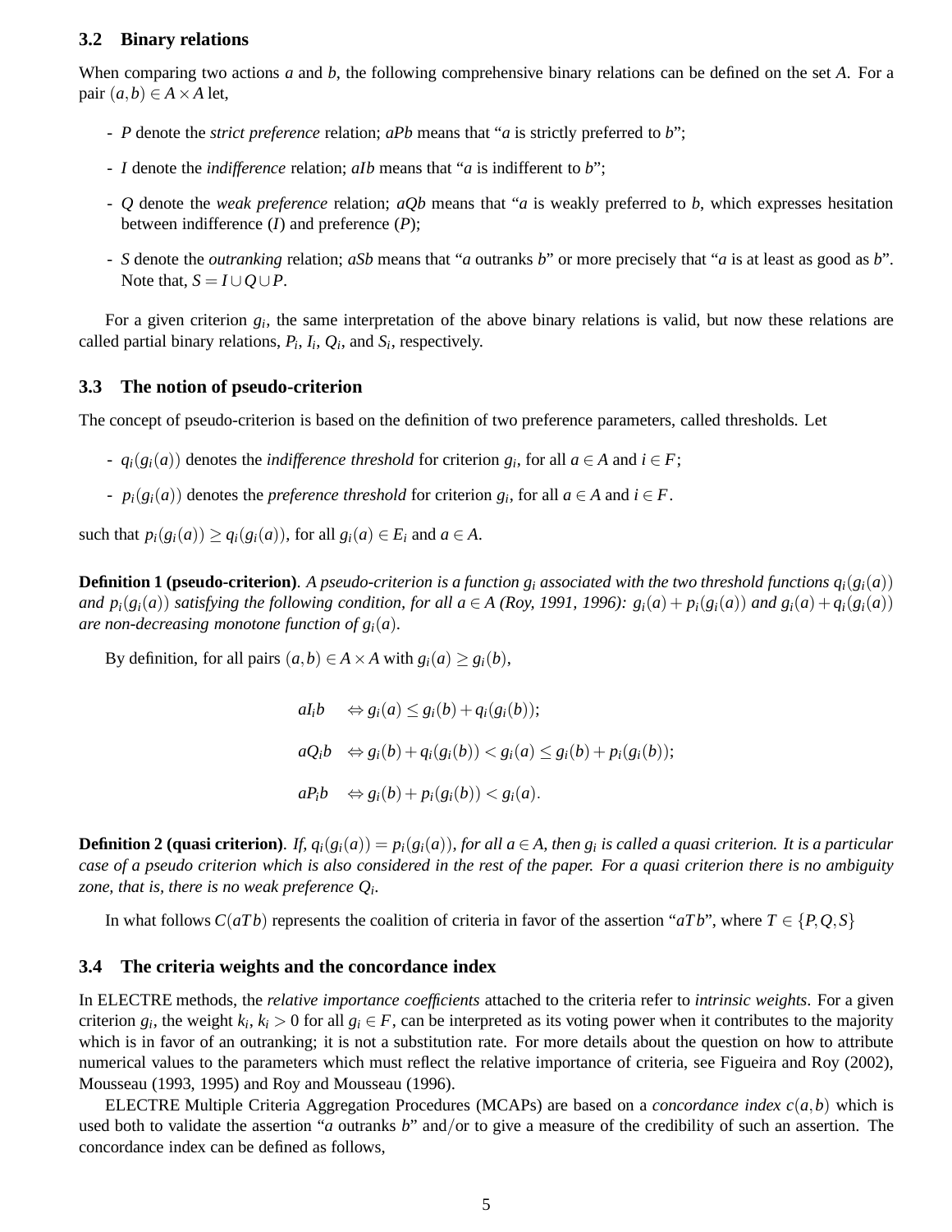### 3.2 Binary relations

When comparing two actions $a$ and $b$, the following comprehensive binary relations can be defined on the set $A$. For a pair $(a,b) \in A \times A$ let,

- $P$ denote the *strict preference* relation; $aPb$ means that "$a$ is strictly preferred to $b$";
- $I$ denote the *indifference* relation; $aIb$ means that "$a$ is indifferent to $b$";
- $Q$ denote the *weak preference* relation; $aQb$ means that "$a$ is weakly preferred to $b$, which expresses hesitation between indifference ($I$) and preference ($P$);
- $S$ denote the *outranking* relation; $aSb$ means that "$a$ outranks $b$" or more precisely that "$a$ is at least as good as $b$". Note that, $S = I \cup Q \cup P$.

For a given criterion $g_i$, the same interpretation of the above binary relations is valid, but now these relations are called partial binary relations, $P_i$, $I_i$, $Q_i$, and $S_i$, respectively.

### 3.3 The notion of pseudo-criterion

The concept of pseudo-criterion is based on the definition of two preference parameters, called thresholds. Let

- $q_i(g_i(a))$ denotes the *indifference threshold* for criterion $g_i$, for all $a \in A$ and $i \in F$;
- $p_i(g_i(a))$ denotes the *preference threshold* for criterion $g_i$, for all $a \in A$ and $i \in F$.

such that $p_i(g_i(a)) \geq q_i(g_i(a))$, for all $g_i(a) \in E_i$ and $a \in A$.

**Definition 1 (pseudo-criterion)**. *A pseudo-criterion is a function $g_i$ associated with the two threshold functions $q_i(g_i(a))$ and $p_i(g_i(a))$ satisfying the following condition, for all $a \in A$ (Roy, 1991, 1996): $g_i(a) + p_i(g_i(a))$ and $g_i(a) + q_i(g_i(a))$ are non-decreasing monotone function of $g_i(a)$.*

By definition, for all pairs $(a,b) \in A \times A$ with $g_i(a) \geq g_i(b)$,

$$aI_ib \quad \Leftrightarrow g_i(a) \leq g_i(b) + q_i(g_i(b));$$

$$aQ_ib \quad \Leftrightarrow g_i(b) + q_i(g_i(b)) < g_i(a) \leq g_i(b) + p_i(g_i(b));$$

$$aP_ib \quad \Leftrightarrow g_i(b) + p_i(g_i(b)) < g_i(a).$$

**Definition 2 (quasi criterion)**. *If, $q_i(g_i(a)) = p_i(g_i(a))$, for all $a \in A$, then $g_i$ is called a quasi criterion. It is a particular case of a pseudo criterion which is also considered in the rest of the paper. For a quasi criterion there is no ambiguity zone, that is, there is no weak preference $Q_i$.*

In what follows $C(aTb)$ represents the coalition of criteria in favor of the assertion "$aTb$", where $T \in \{P, Q, S\}$

### 3.4 The criteria weights and the concordance index

In ELECTRE methods, the *relative importance coefficients* attached to the criteria refer to *intrinsic weights*. For a given criterion $g_i$, the weight $k_i$, $k_i > 0$ for all $g_i \in F$, can be interpreted as its voting power when it contributes to the majority which is in favor of an outranking; it is not a substitution rate. For more details about the question on how to attribute numerical values to the parameters which must reflect the relative importance of criteria, see Figueira and Roy (2002), Mousseau (1993, 1995) and Roy and Mousseau (1996).

ELECTRE Multiple Criteria Aggregation Procedures (MCAPs) are based on a *concordance index* $c(a,b)$ which is used both to validate the assertion "$a$ outranks $b$" and/or to give a measure of the credibility of such an assertion. The concordance index can be defined as follows,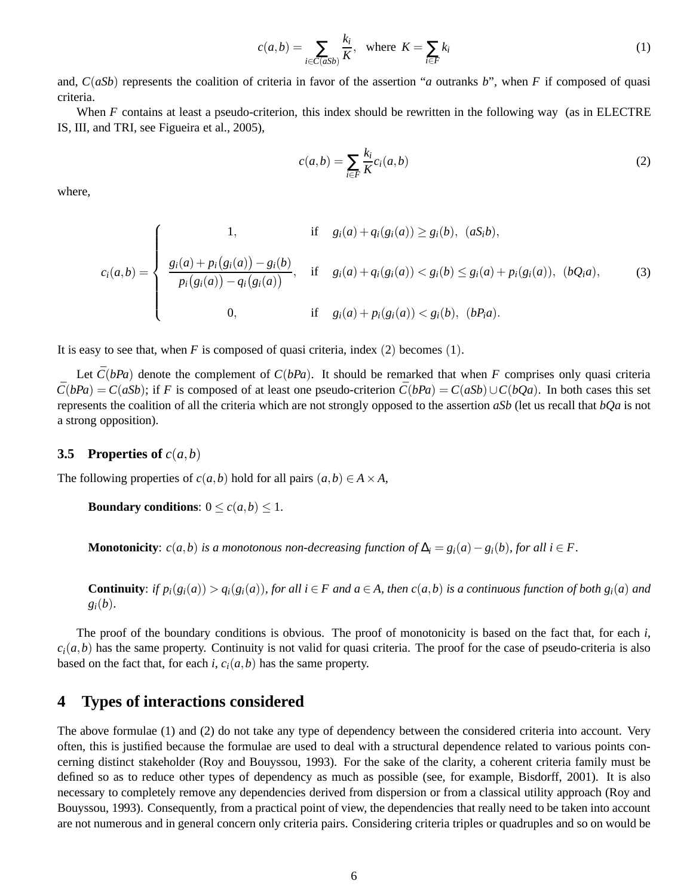$$c(a,b) = \sum_{i \in C(aSb)} \frac{k_i}{K}, \quad \text{where } K = \sum_{i \in F} k_i \tag{1}$$

and, $C(aSb)$ represents the coalition of criteria in favor of the assertion "$a$ outranks $b$", when $F$ if composed of quasi criteria.

When $F$ contains at least a pseudo-criterion, this index should be rewritten in the following way (as in ELECTRE IS, III, and TRI, see Figueira et al., 2005),

$$c(a,b) = \sum_{i \in F} \frac{k_i}{K} c_i(a,b) \tag{2}$$

where,

$$c_i(a,b) = \begin{cases} 1, & \text{if} \quad g_i(a) + q_i(g_i(a)) \geq g_i(b), \;\; (aS_ib), \\[2ex] \dfrac{g_i(a) + p_i\big(g_i(a)\big) - g_i(b)}{p_i\big(g_i(a)\big) - q_i\big(g_i(a)\big)}, & \text{if} \quad g_i(a) + q_i(g_i(a)) < g_i(b) \leq g_i(a) + p_i(g_i(a)), \;\; (bQ_ia), \\[2ex] 0, & \text{if} \quad g_i(a) + p_i(g_i(a)) < g_i(b), \;\; (bP_ia). \end{cases} \tag{3}$$

It is easy to see that, when $F$ is composed of quasi criteria, index $(2)$ becomes $(1)$.

Let $\bar{C}(bPa)$ denote the complement of $C(bPa)$. It should be remarked that when $F$ comprises only quasi criteria $\bar{C}(bPa) = C(aSb)$; if $F$ is composed of at least one pseudo-criterion $\bar{C}(bPa) = C(aSb) \cup C(bQa)$. In both cases this set represents the coalition of all the criteria which are not strongly opposed to the assertion $aSb$ (let us recall that $bQa$ is not a strong opposition).

### 3.5 Properties of $c(a,b)$

The following properties of $c(a,b)$ hold for all pairs $(a,b) \in A \times A$,

**Boundary conditions**: $0 \leq c(a,b) \leq 1$.

**Monotonicity**: *$c(a,b)$ is a monotonous non-decreasing function of $\Delta_i = g_i(a) - g_i(b)$, for all $i \in F$.*

**Continuity**: *if $p_i(g_i(a)) > q_i(g_i(a))$, for all $i \in F$ and $a \in A$, then $c(a,b)$ is a continuous function of both $g_i(a)$ and $g_i(b)$.*

The proof of the boundary conditions is obvious. The proof of monotonicity is based on the fact that, for each $i$, $c_i(a,b)$ has the same property. Continuity is not valid for quasi criteria. The proof for the case of pseudo-criteria is also based on the fact that, for each $i$, $c_i(a,b)$ has the same property.

## 4 Types of interactions considered

The above formulae (1) and (2) do not take any type of dependency between the considered criteria into account. Very often, this is justified because the formulae are used to deal with a structural dependence related to various points concerning distinct stakeholder (Roy and Bouyssou, 1993). For the sake of the clarity, a coherent criteria family must be defined so as to reduce other types of dependency as much as possible (see, for example, Bisdorff, 2001). It is also necessary to completely remove any dependencies derived from dispersion or from a classical utility approach (Roy and Bouyssou, 1993). Consequently, from a practical point of view, the dependencies that really need to be taken into account are not numerous and in general concern only criteria pairs. Considering criteria triples or quadruples and so on would be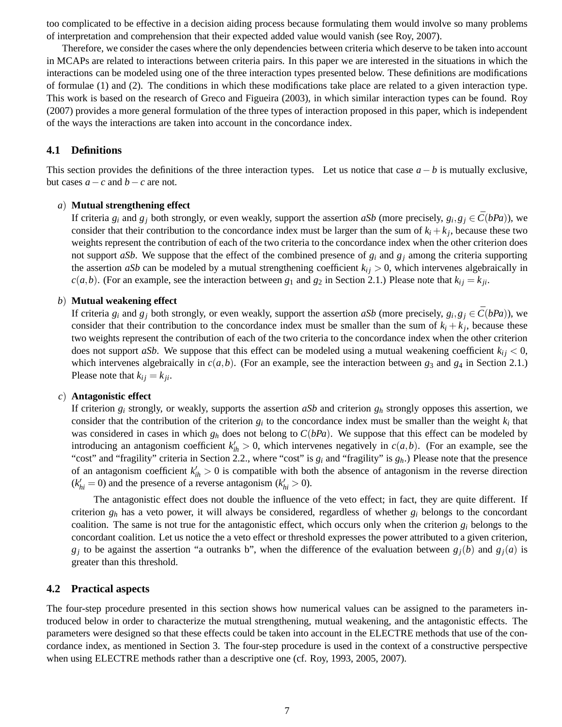too complicated to be effective in a decision aiding process because formulating them would involve so many problems of interpretation and comprehension that their expected added value would vanish (see Roy, 2007).

Therefore, we consider the cases where the only dependencies between criteria which deserve to be taken into account in MCAPs are related to interactions between criteria pairs. In this paper we are interested in the situations in which the interactions can be modeled using one of the three interaction types presented below. These definitions are modifications of formulae (1) and (2). The conditions in which these modifications take place are related to a given interaction type. This work is based on the research of Greco and Figueira (2003), in which similar interaction types can be found. Roy (2007) provides a more general formulation of the three types of interaction proposed in this paper, which is independent of the ways the interactions are taken into account in the concordance index.

## 4.1 Definitions

This section provides the definitions of the three interaction types. Let us notice that case $a-b$ is mutually exclusive, but cases $a-c$ and $b-c$ are not.

*a*) **Mutual strengthening effect**
If criteria $g_i$ and $g_j$ both strongly, or even weakly, support the assertion *aSb* (more precisely, $g_i, g_j \in \bar{C}(bPa)$), we consider that their contribution to the concordance index must be larger than the sum of $k_i + k_j$, because these two weights represent the contribution of each of the two criteria to the concordance index when the other criterion does not support *aSb*. We suppose that the effect of the combined presence of $g_i$ and $g_j$ among the criteria supporting the assertion *aSb* can be modeled by a mutual strengthening coefficient $k_{ij} > 0$, which intervenes algebraically in $c(a,b)$. (For an example, see the interaction between $g_1$ and $g_2$ in Section 2.1.) Please note that $k_{ij} = k_{ji}$.

*b*) **Mutual weakening effect**
If criteria $g_i$ and $g_j$ both strongly, or even weakly, support the assertion *aSb* (more precisely, $g_i, g_j \in \bar{C}(bPa)$), we consider that their contribution to the concordance index must be smaller than the sum of $k_i + k_j$, because these two weights represent the contribution of each of the two criteria to the concordance index when the other criterion does not support *aSb*. We suppose that this effect can be modeled using a mutual weakening coefficient $k_{ij} < 0$, which intervenes algebraically in $c(a,b)$. (For an example, see the interaction between $g_3$ and $g_4$ in Section 2.1.) Please note that $k_{ij} = k_{ji}$.

*c*) **Antagonistic effect**
If criterion $g_i$ strongly, or weakly, supports the assertion *aSb* and criterion $g_h$ strongly opposes this assertion, we consider that the contribution of the criterion $g_i$ to the concordance index must be smaller than the weight $k_i$ that was considered in cases in which $g_h$ does not belong to $C(bPa)$. We suppose that this effect can be modeled by introducing an antagonism coefficient $k'_{ih} > 0$, which intervenes negatively in $c(a,b)$. (For an example, see the "cost" and "fragility" criteria in Section 2.2., where "cost" is $g_i$ and "fragility" is $g_h$.) Please note that the presence of an antagonism coefficient $k'_{ih} > 0$ is compatible with both the absence of antagonism in the reverse direction ($k'_{hi} = 0$) and the presence of a reverse antagonism ($k'_{hi} > 0$).

The antagonistic effect does not double the influence of the veto effect; in fact, they are quite different. If criterion $g_h$ has a veto power, it will always be considered, regardless of whether $g_i$ belongs to the concordant coalition. The same is not true for the antagonistic effect, which occurs only when the criterion $g_i$ belongs to the concordant coalition. Let us notice the a veto effect or threshold expresses the power attributed to a given criterion, $g_j$ to be against the assertion "a outranks b", when the difference of the evaluation between $g_j(b)$ and $g_j(a)$ is greater than this threshold.

## 4.2 Practical aspects

The four-step procedure presented in this section shows how numerical values can be assigned to the parameters introduced below in order to characterize the mutual strengthening, mutual weakening, and the antagonistic effects. The parameters were designed so that these effects could be taken into account in the ELECTRE methods that use of the concordance index, as mentioned in Section 3. The four-step procedure is used in the context of a constructive perspective when using ELECTRE methods rather than a descriptive one (cf. Roy, 1993, 2005, 2007).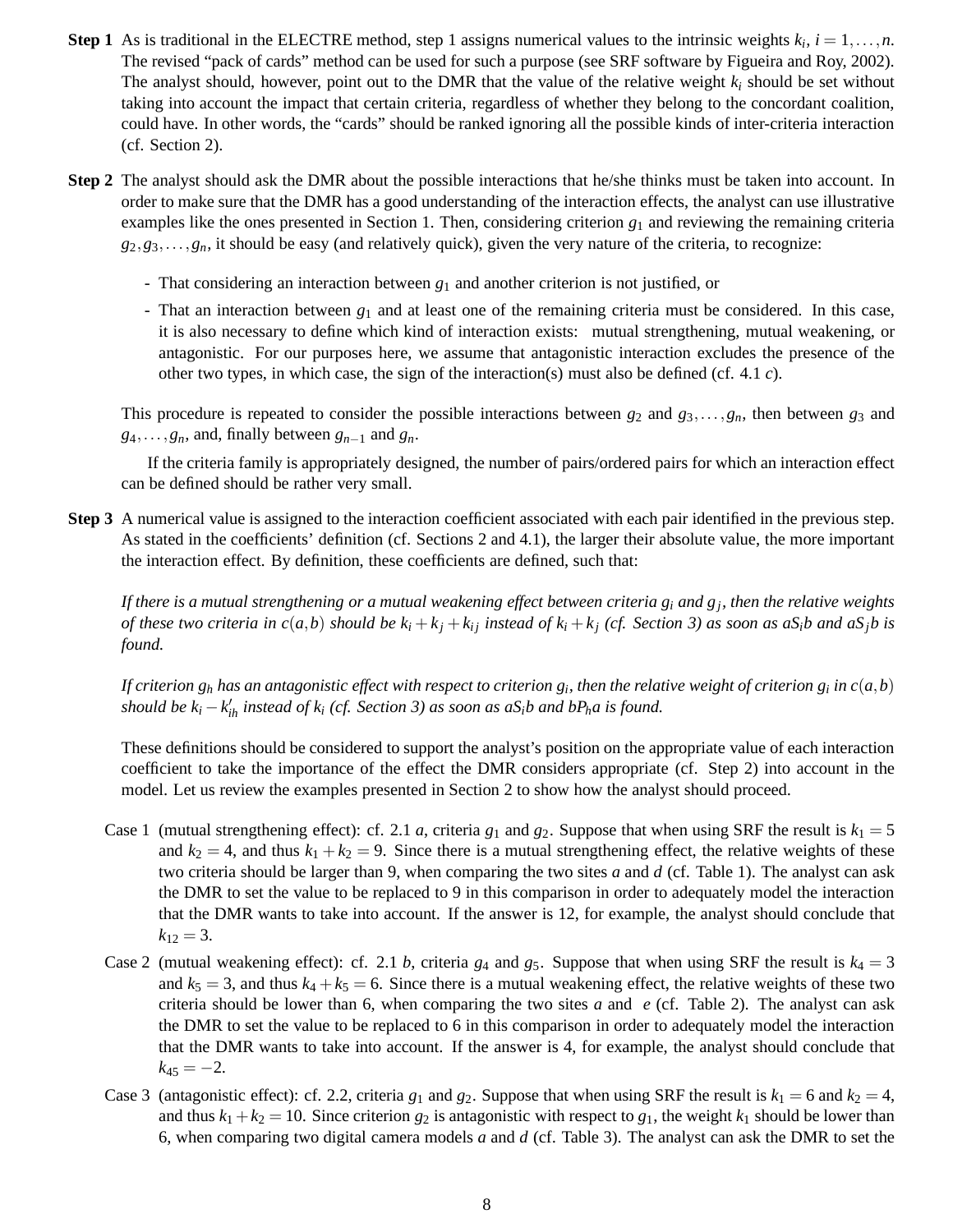**Step 1** As is traditional in the ELECTRE method, step 1 assigns numerical values to the intrinsic weights $k_i$, $i = 1,\ldots,n$. The revised "pack of cards" method can be used for such a purpose (see SRF software by Figueira and Roy, 2002). The analyst should, however, point out to the DMR that the value of the relative weight $k_i$ should be set without taking into account the impact that certain criteria, regardless of whether they belong to the concordant coalition, could have. In other words, the "cards" should be ranked ignoring all the possible kinds of inter-criteria interaction (cf. Section 2).

**Step 2** The analyst should ask the DMR about the possible interactions that he/she thinks must be taken into account. In order to make sure that the DMR has a good understanding of the interaction effects, the analyst can use illustrative examples like the ones presented in Section 1. Then, considering criterion $g_1$ and reviewing the remaining criteria $g_2, g_3, \ldots, g_n$, it should be easy (and relatively quick), given the very nature of the criteria, to recognize:

- That considering an interaction between $g_1$ and another criterion is not justified, or
- That an interaction between $g_1$ and at least one of the remaining criteria must be considered. In this case, it is also necessary to define which kind of interaction exists: mutual strengthening, mutual weakening, or antagonistic. For our purposes here, we assume that antagonistic interaction excludes the presence of the other two types, in which case, the sign of the interaction(s) must also be defined (cf. 4.1 *c*).

This procedure is repeated to consider the possible interactions between $g_2$ and $g_3, \ldots, g_n$, then between $g_3$ and $g_4, \ldots, g_n$, and, finally between $g_{n-1}$ and $g_n$.

If the criteria family is appropriately designed, the number of pairs/ordered pairs for which an interaction effect can be defined should be rather very small.

**Step 3** A numerical value is assigned to the interaction coefficient associated with each pair identified in the previous step. As stated in the coefficients' definition (cf. Sections 2 and 4.1), the larger their absolute value, the more important the interaction effect. By definition, these coefficients are defined, such that:

*If there is a mutual strengthening or a mutual weakening effect between criteria $g_i$ and $g_j$, then the relative weights of these two criteria in $c(a,b)$ should be $k_i + k_j + k_{ij}$ instead of $k_i + k_j$ (cf. Section 3) as soon as $aS_ib$ and $aS_jb$ is found.*

*If criterion $g_h$ has an antagonistic effect with respect to criterion $g_i$, then the relative weight of criterion $g_i$ in $c(a,b)$ should be $k_i - k'_{ih}$ instead of $k_i$ (cf. Section 3) as soon as $aS_ib$ and $bP_ha$ is found.*

These definitions should be considered to support the analyst's position on the appropriate value of each interaction coefficient to take the importance of the effect the DMR considers appropriate (cf. Step 2) into account in the model. Let us review the examples presented in Section 2 to show how the analyst should proceed.

Case 1 (mutual strengthening effect): cf. 2.1 *a*, criteria $g_1$ and $g_2$. Suppose that when using SRF the result is $k_1 = 5$ and $k_2 = 4$, and thus $k_1 + k_2 = 9$. Since there is a mutual strengthening effect, the relative weights of these two criteria should be larger than 9, when comparing the two sites *a* and *d* (cf. Table 1). The analyst can ask the DMR to set the value to be replaced to 9 in this comparison in order to adequately model the interaction that the DMR wants to take into account. If the answer is 12, for example, the analyst should conclude that $k_{12} = 3$.

Case 2 (mutual weakening effect): cf. 2.1 *b*, criteria $g_4$ and $g_5$. Suppose that when using SRF the result is $k_4 = 3$ and $k_5 = 3$, and thus $k_4 + k_5 = 6$. Since there is a mutual weakening effect, the relative weights of these two criteria should be lower than 6, when comparing the two sites *a* and *e* (cf. Table 2). The analyst can ask the DMR to set the value to be replaced to 6 in this comparison in order to adequately model the interaction that the DMR wants to take into account. If the answer is 4, for example, the analyst should conclude that $k_{45} = -2$.

Case 3 (antagonistic effect): cf. 2.2, criteria $g_1$ and $g_2$. Suppose that when using SRF the result is $k_1 = 6$ and $k_2 = 4$, and thus $k_1 + k_2 = 10$. Since criterion $g_2$ is antagonistic with respect to $g_1$, the weight $k_1$ should be lower than 6, when comparing two digital camera models *a* and *d* (cf. Table 3). The analyst can ask the DMR to set the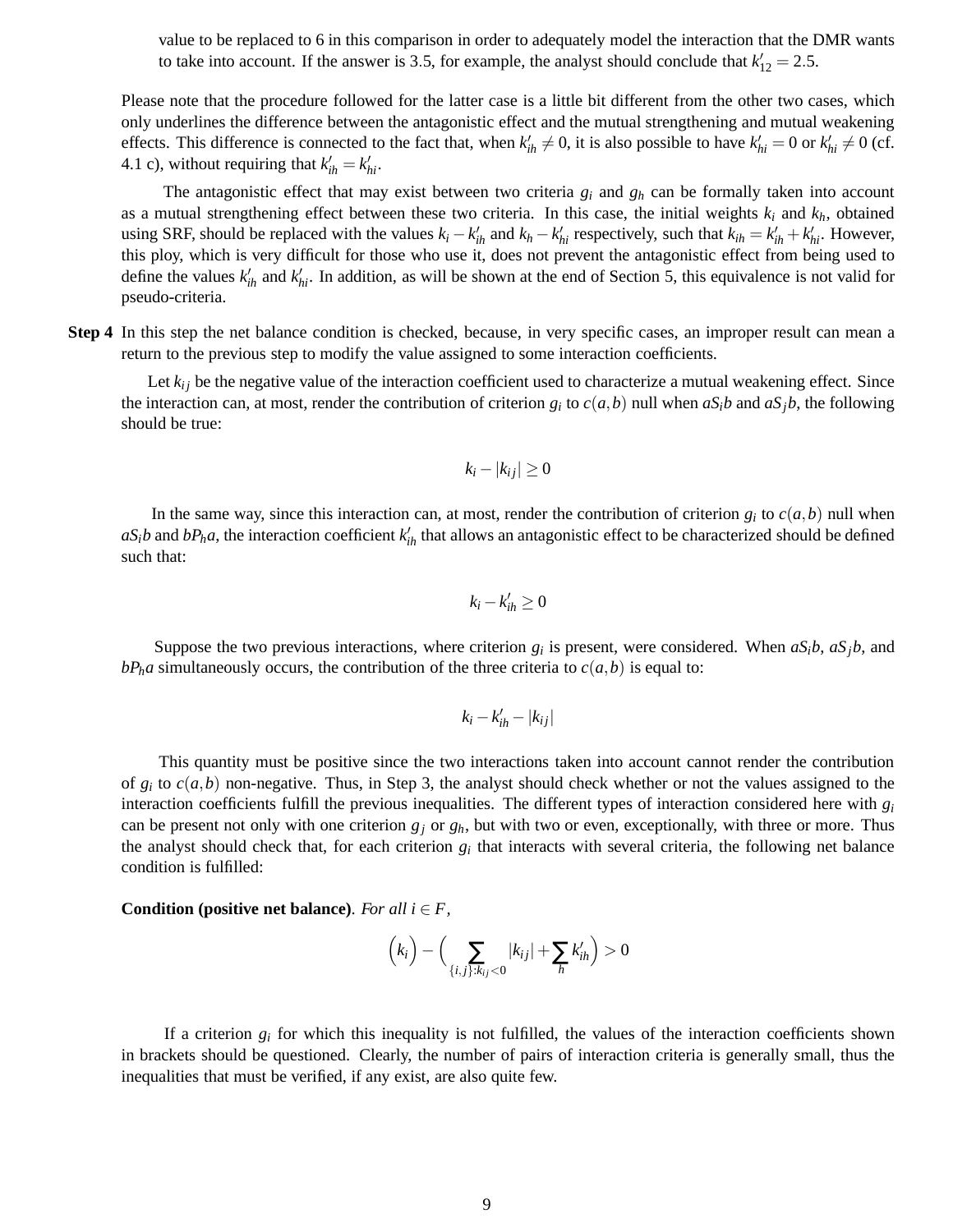value to be replaced to 6 in this comparison in order to adequately model the interaction that the DMR wants to take into account. If the answer is 3.5, for example, the analyst should conclude that $k'_{12} = 2.5$.

Please note that the procedure followed for the latter case is a little bit different from the other two cases, which only underlines the difference between the antagonistic effect and the mutual strengthening and mutual weakening effects. This difference is connected to the fact that, when $k'_{ih} \neq 0$, it is also possible to have $k'_{hi} = 0$ or $k'_{hi} \neq 0$ (cf. 4.1 c), without requiring that $k'_{ih} = k'_{hi}$.

The antagonistic effect that may exist between two criteria $g_i$ and $g_h$ can be formally taken into account as a mutual strengthening effect between these two criteria. In this case, the initial weights $k_i$ and $k_h$, obtained using SRF, should be replaced with the values $k_i - k'_{ih}$ and $k_h - k'_{hi}$ respectively, such that $k_{ih} = k'_{ih} + k'_{hi}$. However, this ploy, which is very difficult for those who use it, does not prevent the antagonistic effect from being used to define the values $k'_{ih}$ and $k'_{hi}$. In addition, as will be shown at the end of Section 5, this equivalence is not valid for pseudo-criteria.

**Step 4** In this step the net balance condition is checked, because, in very specific cases, an improper result can mean a return to the previous step to modify the value assigned to some interaction coefficients.

Let $k_{ij}$ be the negative value of the interaction coefficient used to characterize a mutual weakening effect. Since the interaction can, at most, render the contribution of criterion $g_i$ to $c(a,b)$ null when $aS_ib$ and $aS_jb$, the following should be true:

$$k_i - |k_{ij}| \geq 0$$

In the same way, since this interaction can, at most, render the contribution of criterion $g_i$ to $c(a,b)$ null when $aS_ib$ and $bP_ha$, the interaction coefficient $k'_{ih}$ that allows an antagonistic effect to be characterized should be defined such that:

$$k_i - k'_{ih} \geq 0$$

Suppose the two previous interactions, where criterion $g_i$ is present, were considered. When $aS_ib$, $aS_jb$, and $bP_ha$ simultaneously occurs, the contribution of the three criteria to $c(a,b)$ is equal to:

$$k_i - k'_{ih} - |k_{ij}|$$

This quantity must be positive since the two interactions taken into account cannot render the contribution of $g_i$ to $c(a,b)$ non-negative. Thus, in Step 3, the analyst should check whether or not the values assigned to the interaction coefficients fulfill the previous inequalities. The different types of interaction considered here with $g_i$ can be present not only with one criterion $g_j$ or $g_h$, but with two or even, exceptionally, with three or more. Thus the analyst should check that, for each criterion $g_i$ that interacts with several criteria, the following net balance condition is fulfilled:

**Condition (positive net balance)**. *For all $i \in F$,*

$$\Big(k_i\Big) - \Big(\sum_{\{i,j\}:k_{ij}<0} |k_{ij}| + \sum_h k'_{ih}\Big) > 0$$

If a criterion $g_i$ for which this inequality is not fulfilled, the values of the interaction coefficients shown in brackets should be questioned. Clearly, the number of pairs of interaction criteria is generally small, thus the inequalities that must be verified, if any exist, are also quite few.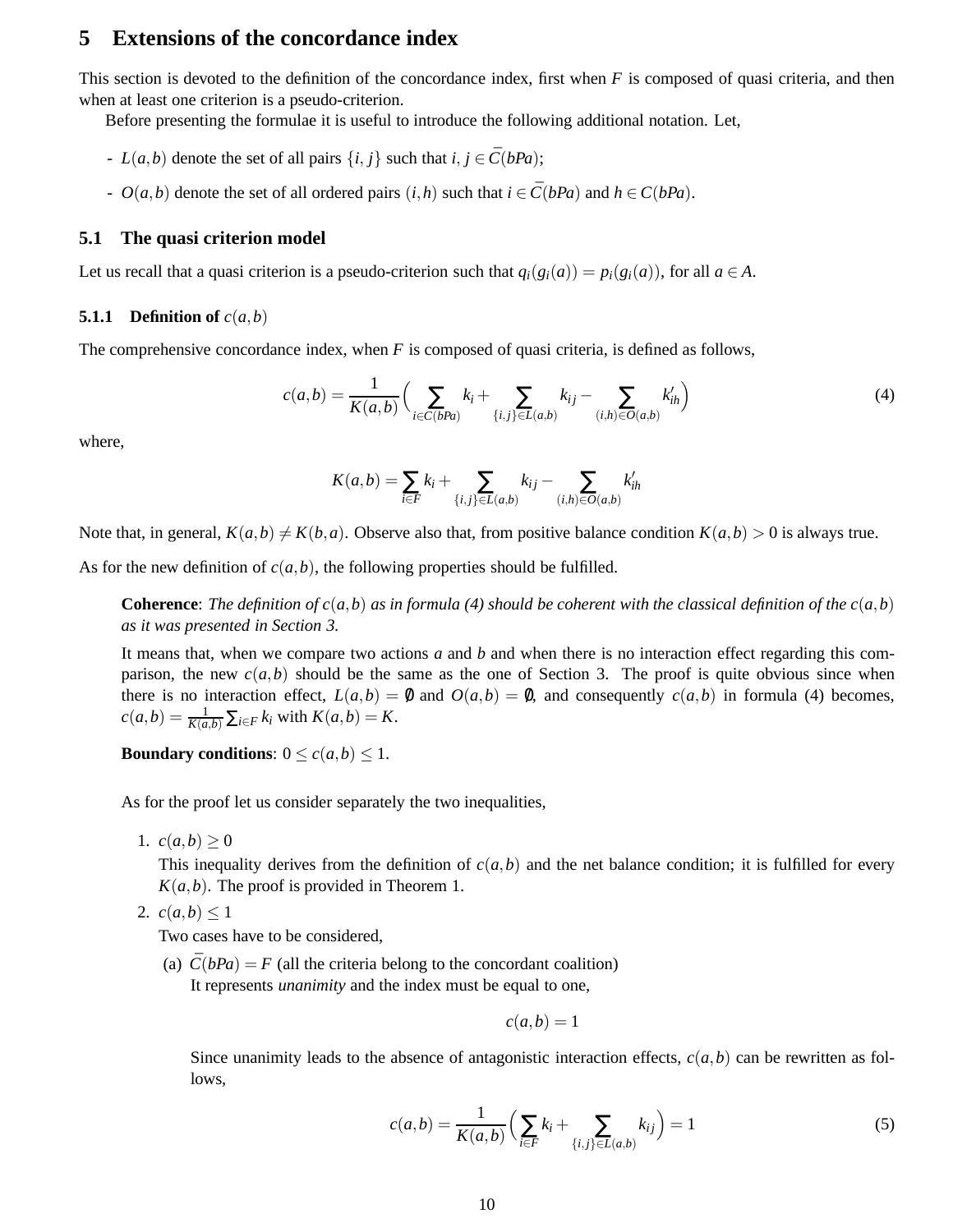## 5 Extensions of the concordance index

This section is devoted to the definition of the concordance index, first when $F$ is composed of quasi criteria, and then when at least one criterion is a pseudo-criterion.

Before presenting the formulae it is useful to introduce the following additional notation. Let,

- $L(a,b)$ denote the set of all pairs $\{i,j\}$ such that $i,j \in \bar{C}(bPa)$;
- $O(a,b)$ denote the set of all ordered pairs $(i,h)$ such that $i \in \bar{C}(bPa)$ and $h \in C(bPa)$.

### 5.1 The quasi criterion model

Let us recall that a quasi criterion is a pseudo-criterion such that $q_i(g_i(a)) = p_i(g_i(a))$, for all $a \in A$.

#### 5.1.1 Definition of $c(a,b)$

The comprehensive concordance index, when $F$ is composed of quasi criteria, is defined as follows,

$$c(a,b) = \frac{1}{K(a,b)}\Big(\sum_{i \in \bar{C}(bPa)} k_i + \sum_{\{i,j\} \in L(a,b)} k_{ij} - \sum_{(i,h) \in O(a,b)} k'_{ih}\Big) \tag{4}$$

where,

$$K(a,b) = \sum_{i \in F} k_i + \sum_{\{i,j\} \in L(a,b)} k_{ij} - \sum_{(i,h) \in O(a,b)} k'_{ih}$$

Note that, in general, $K(a,b) \neq K(b,a)$. Observe also that, from positive balance condition $K(a,b) > 0$ is always true.

As for the new definition of $c(a,b)$, the following properties should be fulfilled.

> **Coherence**: *The definition of $c(a,b)$ as in formula (4) should be coherent with the classical definition of the $c(a,b)$ as it was presented in Section 3.*
>
> It means that, when we compare two actions $a$ and $b$ and when there is no interaction effect regarding this comparison, the new $c(a,b)$ should be the same as the one of Section 3. The proof is quite obvious since when there is no interaction effect, $L(a,b) = \emptyset$ and $O(a,b) = \emptyset$, and consequently $c(a,b)$ in formula (4) becomes, $c(a,b) = \frac{1}{K(a,b)} \sum_{i \in F} k_i$ with $K(a,b) = K$.
>
> **Boundary conditions**: $0 \leq c(a,b) \leq 1$.
>
> As for the proof let us consider separately the two inequalities,
>
> 1. $c(a,b) \geq 0$
>
>    This inequality derives from the definition of $c(a,b)$ and the net balance condition; it is fulfilled for every $K(a,b)$. The proof is provided in Theorem 1.
>
> 2. $c(a,b) \leq 1$
>
>    Two cases have to be considered,
>
>    (a) $\bar{C}(bPa) = F$ (all the criteria belong to the concordant coalition)
>    It represents *unanimity* and the index must be equal to one,
>
>    $$c(a,b) = 1$$
>
>    Since unanimity leads to the absence of antagonistic interaction effects, $c(a,b)$ can be rewritten as follows,
>
>    $$c(a,b) = \frac{1}{K(a,b)}\Big(\sum_{i \in F} k_i + \sum_{\{i,j\} \in L(a,b)} k_{ij}\Big) = 1 \tag{5}$$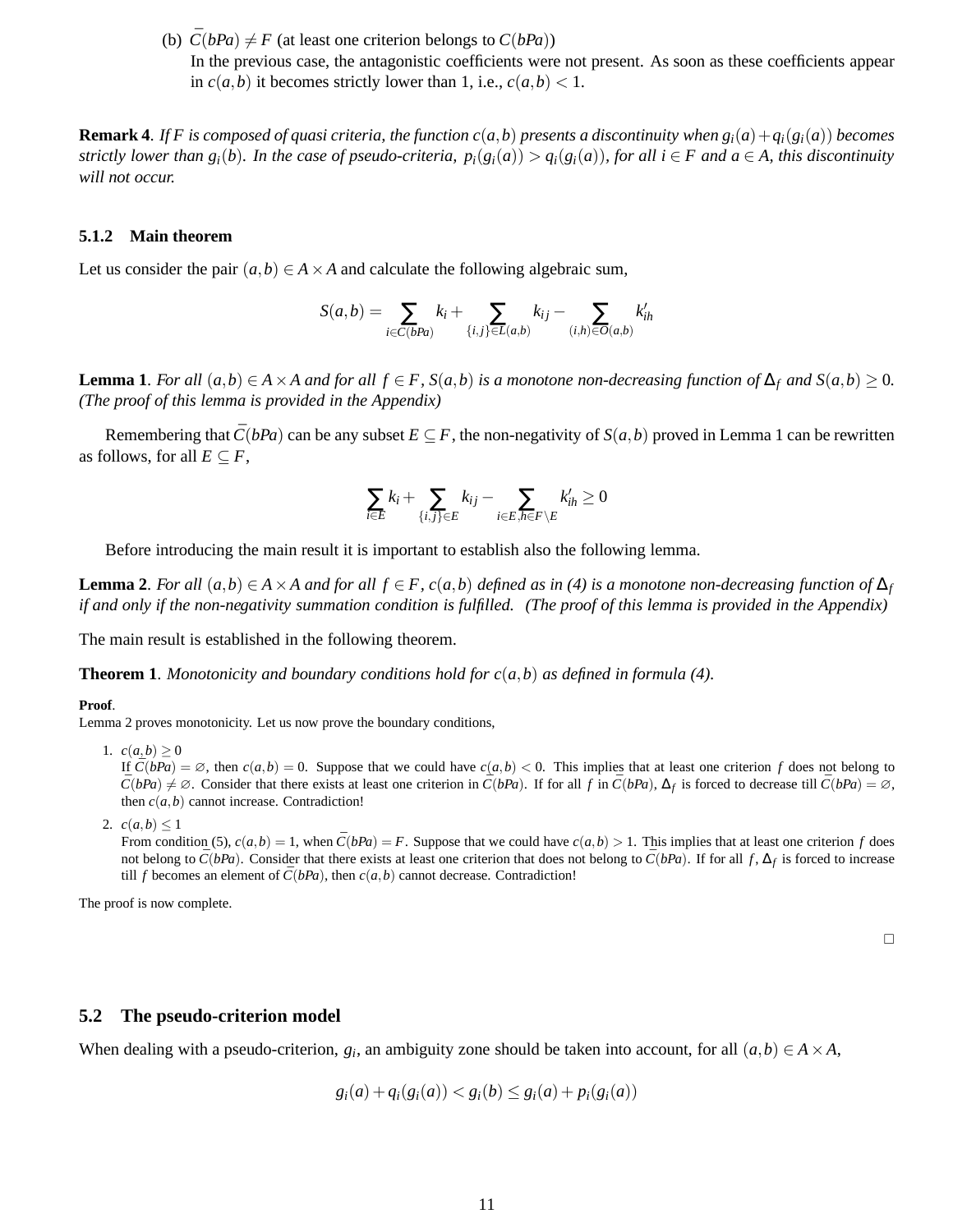(b) $\bar{C}(bPa) \neq F$ (at least one criterion belongs to $C(bPa)$)
In the previous case, the antagonistic coefficients were not present. As soon as these coefficients appear in $c(a,b)$ it becomes strictly lower than 1, i.e., $c(a,b) < 1$.

**Remark 4**. *If $F$ is composed of quasi criteria, the function $c(a,b)$ presents a discontinuity when $g_i(a)+q_i(g_i(a))$ becomes strictly lower than $g_i(b)$. In the case of pseudo-criteria, $p_i(g_i(a)) > q_i(g_i(a))$, for all $i \in F$ and $a \in A$, this discontinuity will not occur.*

### 5.1.2 Main theorem

Let us consider the pair $(a,b) \in A \times A$ and calculate the following algebraic sum,

$$S(a,b) = \sum_{i \in \bar{C}(bPa)} k_i + \sum_{\{i,j\} \in L(a,b)} k_{ij} - \sum_{(i,h) \in O(a,b)} k'_{ih}$$

**Lemma 1**. *For all $(a,b) \in A \times A$ and for all $f \in F$, $S(a,b)$ is a monotone non-decreasing function of $\Delta_f$ and $S(a,b) \geq 0$. (The proof of this lemma is provided in the Appendix)*

Remembering that $\bar{C}(bPa)$ can be any subset $E \subseteq F$, the non-negativity of $S(a,b)$ proved in Lemma 1 can be rewritten as follows, for all $E \subseteq F$,

$$\sum_{i \in E} k_i + \sum_{\{i,j\} \in E} k_{ij} - \sum_{i \in E, h \in F \setminus E} k'_{ih} \geq 0$$

Before introducing the main result it is important to establish also the following lemma.

**Lemma 2**. *For all $(a,b) \in A \times A$ and for all $f \in F$, $c(a,b)$ defined as in (4) is a monotone non-decreasing function of $\Delta_f$ if and only if the non-negativity summation condition is fulfilled. (The proof of this lemma is provided in the Appendix)*

The main result is established in the following theorem.

**Theorem 1**. *Monotonicity and boundary conditions hold for $c(a,b)$ as defined in formula (4).*

**Proof**.
Lemma 2 proves monotonicity. Let us now prove the boundary conditions,

1. $c(a,b) \geq 0$
If $\bar{C}(bPa) = \varnothing$, then $c(a,b) = 0$. Suppose that we could have $c(a,b) < 0$. This implies that at least one criterion $f$ does not belong to $\bar{C}(bPa) \neq \varnothing$. Consider that there exists at least one criterion in $\bar{C}(bPa)$. If for all $f$ in $\bar{C}(bPa)$, $\Delta_f$ is forced to decrease till $\bar{C}(bPa) = \varnothing$, then $c(a,b)$ cannot increase. Contradiction!

2. $c(a,b) \leq 1$
From condition (5), $c(a,b) = 1$, when $\bar{C}(bPa) = F$. Suppose that we could have $c(a,b) > 1$. This implies that at least one criterion $f$ does not belong to $\bar{C}(bPa)$. Consider that there exists at least one criterion that does not belong to $\bar{C}(bPa)$. If for all $f$, $\Delta_f$ is forced to increase till $f$ becomes an element of $\bar{C}(bPa)$, then $c(a,b)$ cannot decrease. Contradiction!

The proof is now complete.

□

## 5.2 The pseudo-criterion model

When dealing with a pseudo-criterion, $g_i$, an ambiguity zone should be taken into account, for all $(a,b) \in A \times A$,

$$g_i(a) + q_i(g_i(a)) < g_i(b) \leq g_i(a) + p_i(g_i(a))$$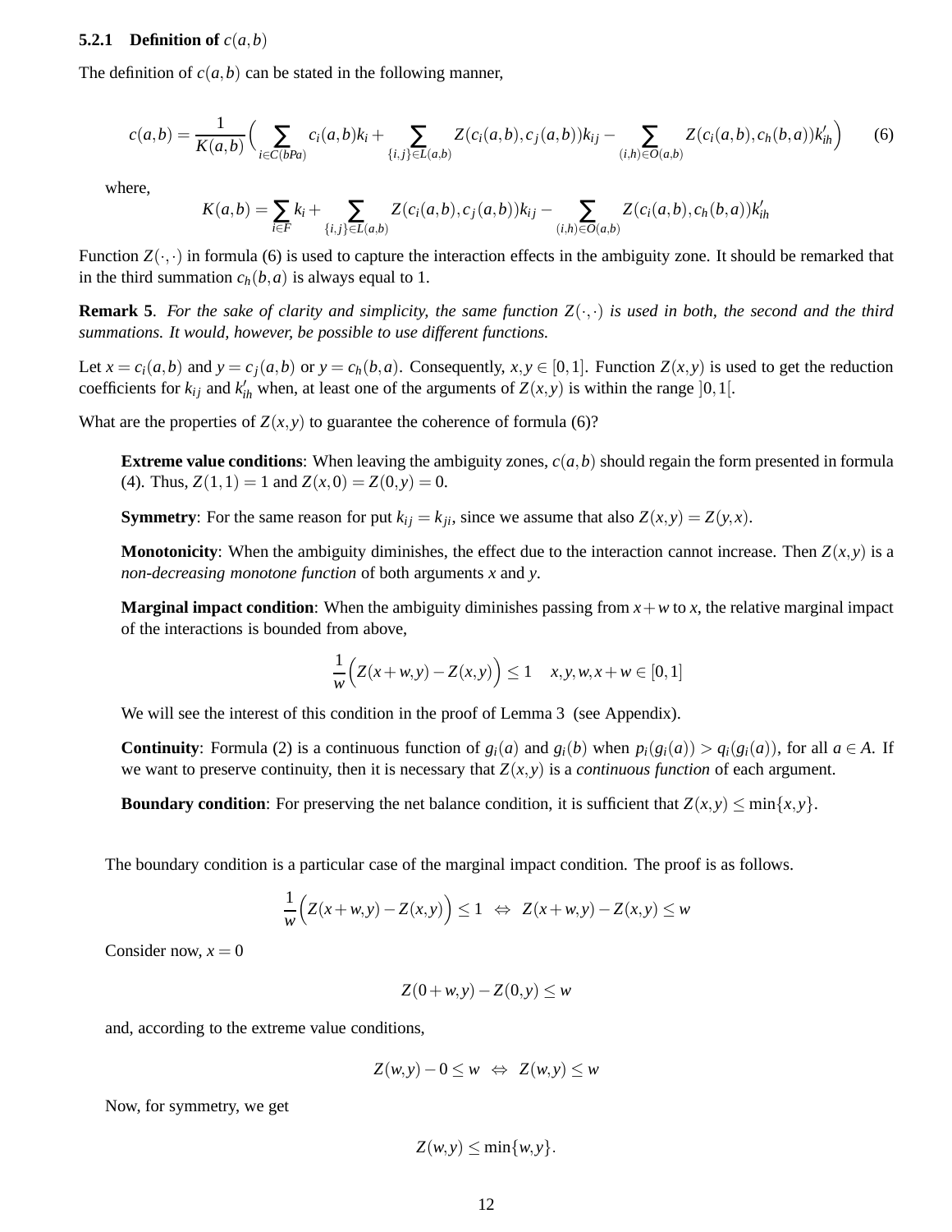### 5.2.1 Definition of $c(a,b)$

The definition of $c(a,b)$ can be stated in the following manner,

$$c(a,b) = \frac{1}{K(a,b)}\Big(\sum_{i\in C(bPa)} c_i(a,b)k_i + \sum_{\{i,j\}\in L(a,b)} Z(c_i(a,b),c_j(a,b))k_{ij} - \sum_{(i,h)\in O(a,b)} Z(c_i(a,b),c_h(b,a))k'_{ih}\Big) \quad (6)$$

where,

$$K(a,b) = \sum_{i\in F} k_i + \sum_{\{i,j\}\in L(a,b)} Z(c_i(a,b),c_j(a,b))k_{ij} - \sum_{(i,h)\in O(a,b)} Z(c_i(a,b),c_h(b,a))k'_{ih}$$

Function $Z(\cdot,\cdot)$ in formula (6) is used to capture the interaction effects in the ambiguity zone. It should be remarked that in the third summation $c_h(b,a)$ is always equal to 1.

**Remark 5**. *For the sake of clarity and simplicity, the same function $Z(\cdot,\cdot)$ is used in both, the second and the third summations. It would, however, be possible to use different functions.*

Let $x = c_i(a,b)$ and $y = c_j(a,b)$ or $y = c_h(b,a)$. Consequently, $x,y \in [0,1]$. Function $Z(x,y)$ is used to get the reduction coefficients for $k_{ij}$ and $k'_{ih}$ when, at least one of the arguments of $Z(x,y)$ is within the range $]0,1[$.

What are the properties of $Z(x,y)$ to guarantee the coherence of formula (6)?

**Extreme value conditions**: When leaving the ambiguity zones, $c(a,b)$ should regain the form presented in formula (4). Thus, $Z(1,1) = 1$ and $Z(x,0) = Z(0,y) = 0$.

**Symmetry**: For the same reason for put $k_{ij} = k_{ji}$, since we assume that also $Z(x,y) = Z(y,x)$.

**Monotonicity**: When the ambiguity diminishes, the effect due to the interaction cannot increase. Then $Z(x,y)$ is a *non-decreasing monotone function* of both arguments $x$ and $y$.

**Marginal impact condition**: When the ambiguity diminishes passing from $x+w$ to $x$, the relative marginal impact of the interactions is bounded from above,

$$\frac{1}{w}\Big(Z(x+w,y) - Z(x,y)\Big) \leq 1 \quad x,y,w,x+w \in [0,1]$$

We will see the interest of this condition in the proof of Lemma 3 (see Appendix).

**Continuity**: Formula (2) is a continuous function of $g_i(a)$ and $g_i(b)$ when $p_i(g_i(a)) > q_i(g_i(a))$, for all $a \in A$. If we want to preserve continuity, then it is necessary that $Z(x,y)$ is a *continuous function* of each argument.

**Boundary condition**: For preserving the net balance condition, it is sufficient that $Z(x,y) \leq \min\{x,y\}$.

The boundary condition is a particular case of the marginal impact condition. The proof is as follows.

$$\frac{1}{w}\Big(Z(x+w,y) - Z(x,y)\Big) \leq 1 \;\Leftrightarrow\; Z(x+w,y) - Z(x,y) \leq w$$

Consider now, $x = 0$

$$Z(0+w,y) - Z(0,y) \leq w$$

and, according to the extreme value conditions,

$$Z(w,y) - 0 \leq w \;\Leftrightarrow\; Z(w,y) \leq w$$

Now, for symmetry, we get

$$Z(w,y) \leq \min\{w,y\}.$$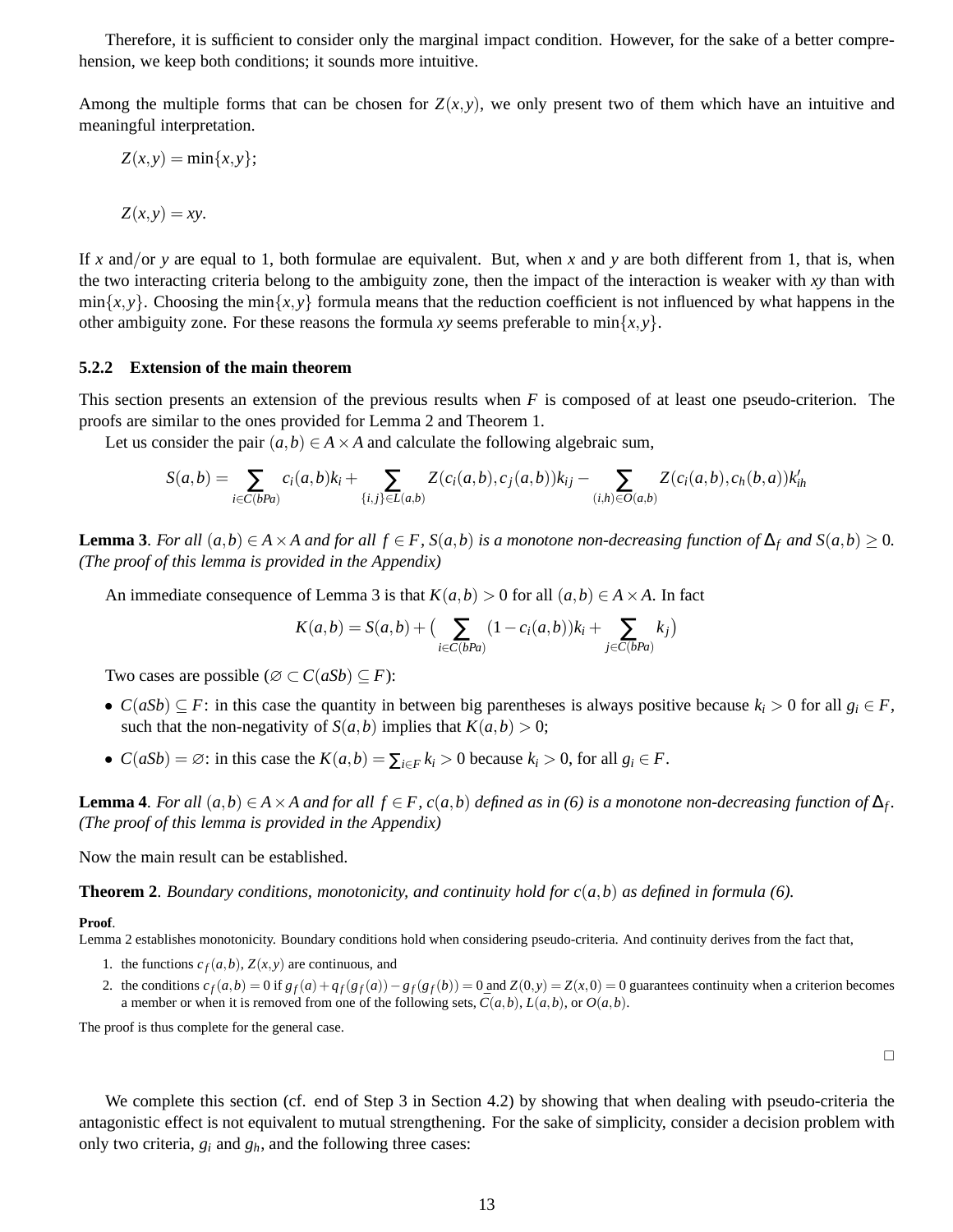Therefore, it is sufficient to consider only the marginal impact condition. However, for the sake of a better comprehension, we keep both conditions; it sounds more intuitive.

Among the multiple forms that can be chosen for $Z(x,y)$, we only present two of them which have an intuitive and meaningful interpretation.

$$Z(x,y) = \min\{x,y\};$$

$$Z(x,y) = xy.$$

If $x$ and/or $y$ are equal to 1, both formulae are equivalent. But, when $x$ and $y$ are both different from 1, that is, when the two interacting criteria belong to the ambiguity zone, then the impact of the interaction is weaker with $xy$ than with $\min\{x,y\}$. Choosing the $\min\{x,y\}$ formula means that the reduction coefficient is not influenced by what happens in the other ambiguity zone. For these reasons the formula $xy$ seems preferable to $\min\{x,y\}$.

### 5.2.2 Extension of the main theorem

This section presents an extension of the previous results when $F$ is composed of at least one pseudo-criterion. The proofs are similar to the ones provided for Lemma 2 and Theorem 1.

Let us consider the pair $(a,b) \in A \times A$ and calculate the following algebraic sum,

$$S(a,b) = \sum_{i \in C(bPa)} c_i(a,b)k_i + \sum_{\{i,j\} \in L(a,b)} Z(c_i(a,b), c_j(a,b))k_{ij} - \sum_{(i,h) \in O(a,b)} Z(c_i(a,b), c_h(b,a))k'_{ih}$$

**Lemma 3**. *For all $(a,b) \in A \times A$ and for all $f \in F$, $S(a,b)$ is a monotone non-decreasing function of $\Delta_f$ and $S(a,b) \geq 0$. (The proof of this lemma is provided in the Appendix)*

An immediate consequence of Lemma 3 is that $K(a,b) > 0$ for all $(a,b) \in A \times A$. In fact

$$K(a,b) = S(a,b) + \Big( \sum_{i \in C(bPa)} (1 - c_i(a,b))k_i + \sum_{j \in \bar{C}(bPa)} k_j \Big)$$

Two cases are possible ($\varnothing \subset C(aSb) \subseteq F$):

- $C(aSb) \subseteq F$: in this case the quantity in between big parentheses is always positive because $k_i > 0$ for all $g_i \in F$, such that the non-negativity of $S(a,b)$ implies that $K(a,b) > 0$;
- $C(aSb) = \varnothing$: in this case the $K(a,b) = \sum_{i \in F} k_i > 0$ because $k_i > 0$, for all $g_i \in F$.

**Lemma 4**. *For all $(a,b) \in A \times A$ and for all $f \in F$, $c(a,b)$ defined as in (6) is a monotone non-decreasing function of $\Delta_f$. (The proof of this lemma is provided in the Appendix)*

Now the main result can be established.

**Theorem 2**. *Boundary conditions, monotonicity, and continuity hold for $c(a,b)$ as defined in formula (6).*

**Proof**.
Lemma 2 establishes monotonicity. Boundary conditions hold when considering pseudo-criteria. And continuity derives from the fact that,

1. the functions $c_f(a,b)$, $Z(x,y)$ are continuous, and
2. the conditions $c_f(a,b) = 0$ if $g_f(a) + q_f(g_f(a)) - g_f(g_f(b)) = 0$ and $Z(0,y) = Z(x,0) = 0$ guarantees continuity when a criterion becomes a member or when it is removed from one of the following sets, $\bar{C}(a,b)$, $L(a,b)$, or $O(a,b)$.

The proof is thus complete for the general case.

□

We complete this section (cf. end of Step 3 in Section 4.2) by showing that when dealing with pseudo-criteria the antagonistic effect is not equivalent to mutual strengthening. For the sake of simplicity, consider a decision problem with only two criteria, $g_i$ and $g_h$, and the following three cases: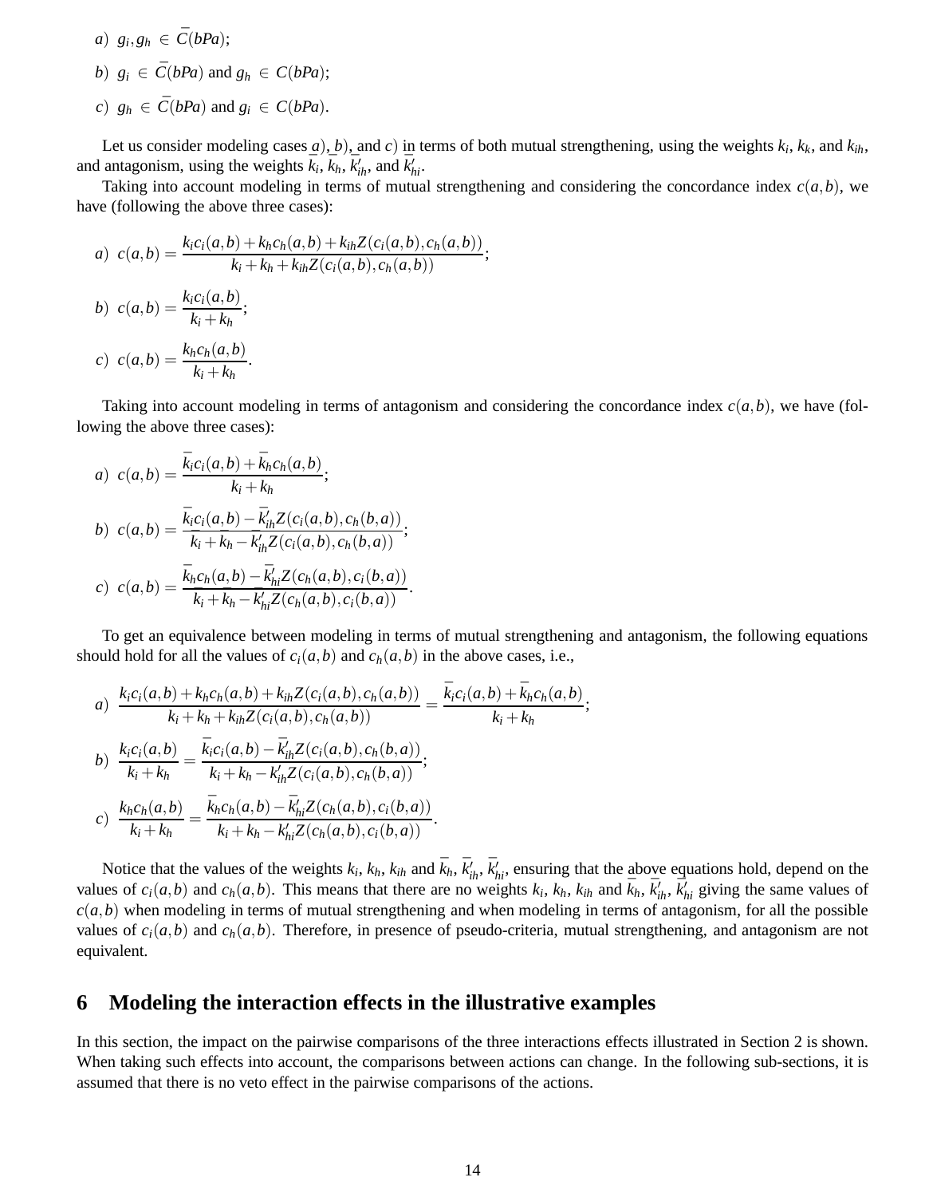*a*) $g_i, g_h \in \bar{C}(bPa)$;

*b*) $g_i \in \bar{C}(bPa)$ and $g_h \in C(bPa)$;

*c*) $g_h \in \bar{C}(bPa)$ and $g_i \in C(bPa)$.

Let us consider modeling cases *a*), *b*), and *c*) in terms of both mutual strengthening, using the weights $k_i$, $k_k$, and $k_{ih}$, and antagonism, using the weights $\bar{k}_i$, $\bar{k}_h$, $\bar{k}'_{ih}$, and $\bar{k}'_{hi}$.

Taking into account modeling in terms of mutual strengthening and considering the concordance index $c(a,b)$, we have (following the above three cases):

$$a)\ \ c(a,b) = \frac{k_i c_i(a,b) + k_h c_h(a,b) + k_{ih} Z(c_i(a,b), c_h(a,b))}{k_i + k_h + k_{ih} Z(c_i(a,b), c_h(a,b))};$$

$$b)\ \ c(a,b) = \frac{k_i c_i(a,b)}{k_i + k_h};$$

$$c)\ \ c(a,b) = \frac{k_h c_h(a,b)}{k_i + k_h}.$$

Taking into account modeling in terms of antagonism and considering the concordance index $c(a,b)$, we have (following the above three cases):

$$a)\ \ c(a,b) = \frac{\bar{k}_i c_i(a,b) + \bar{k}_h c_h(a,b)}{k_i + k_h};$$

$$b)\ \ c(a,b) = \frac{\bar{k}_i c_i(a,b) - \bar{k}'_{ih} Z(c_i(a,b), c_h(b,a))}{\bar{k}_i + \bar{k}_h - \bar{k}'_{ih} Z(c_i(a,b), c_h(b,a))};$$

$$c)\ \ c(a,b) = \frac{\bar{k}_h c_h(a,b) - \bar{k}'_{hi} Z(c_h(a,b), c_i(b,a))}{\bar{k}_i + \bar{k}_h - \bar{k}'_{hi} Z(c_h(a,b), c_i(b,a))}.$$

To get an equivalence between modeling in terms of mutual strengthening and antagonism, the following equations should hold for all the values of $c_i(a,b)$ and $c_h(a,b)$ in the above cases, i.e.,

$$a)\ \ \frac{k_i c_i(a,b) + k_h c_h(a,b) + k_{ih} Z(c_i(a,b), c_h(a,b))}{k_i + k_h + k_{ih} Z(c_i(a,b), c_h(a,b))} = \frac{\bar{k}_i c_i(a,b) + \bar{k}_h c_h(a,b)}{k_i + k_h};$$

$$b)\ \ \frac{k_i c_i(a,b)}{k_i + k_h} = \frac{\bar{k}_i c_i(a,b) - \bar{k}'_{ih} Z(c_i(a,b), c_h(b,a))}{k_i + k_h - k'_{ih} Z(c_i(a,b), c_h(b,a))};$$

$$c)\ \ \frac{k_h c_h(a,b)}{k_i + k_h} = \frac{\bar{k}_h c_h(a,b) - \bar{k}'_{hi} Z(c_h(a,b), c_i(b,a))}{k_i + k_h - k'_{hi} Z(c_h(a,b), c_i(b,a))}.$$

Notice that the values of the weights $k_i$, $k_h$, $k_{ih}$ and $\bar{k}_h$, $\bar{k}'_{ih}$, $\bar{k}'_{hi}$, ensuring that the above equations hold, depend on the values of $c_i(a,b)$ and $c_h(a,b)$. This means that there are no weights $k_i$, $k_h$, $k_{ih}$ and $\bar{k}_h$, $\bar{k}'_{ih}$, $\bar{k}'_{hi}$ giving the same values of $c(a,b)$ when modeling in terms of mutual strengthening and when modeling in terms of antagonism, for all the possible values of $c_i(a,b)$ and $c_h(a,b)$. Therefore, in presence of pseudo-criteria, mutual strengthening, and antagonism are not equivalent.

## 6 Modeling the interaction effects in the illustrative examples

In this section, the impact on the pairwise comparisons of the three interactions effects illustrated in Section 2 is shown. When taking such effects into account, the comparisons between actions can change. In the following sub-sections, it is assumed that there is no veto effect in the pairwise comparisons of the actions.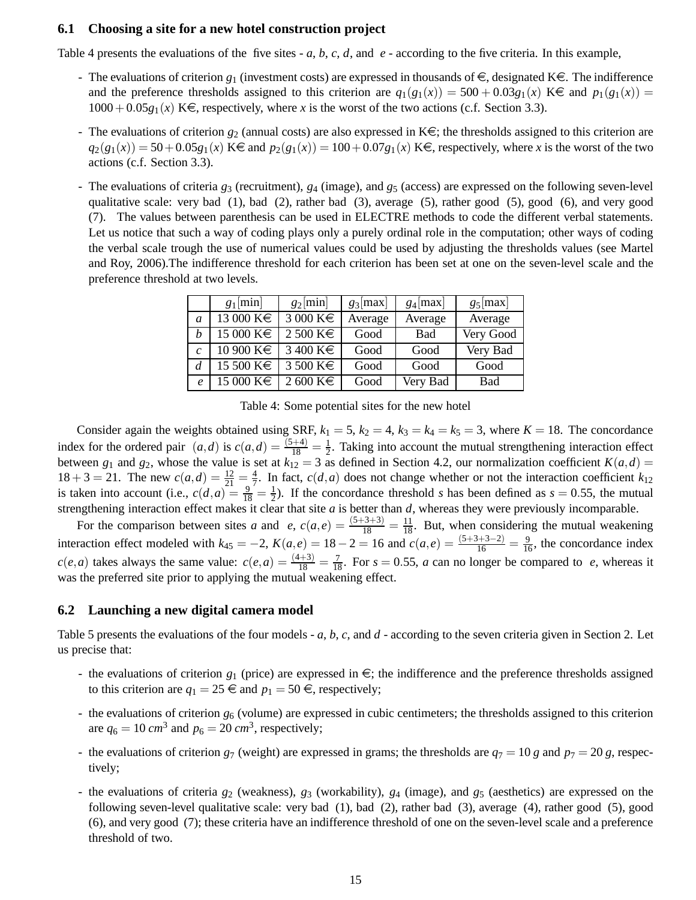### 6.1 Choosing a site for a new hotel construction project

Table 4 presents the evaluations of the five sites - $a$, $b$, $c$, $d$, and $e$ - according to the five criteria. In this example,

- The evaluations of criterion $g_1$ (investment costs) are expressed in thousands of €, designated K€. The indifference and the preference thresholds assigned to this criterion are $q_1(g_1(x)) = 500 + 0.03g_1(x)$ K€ and $p_1(g_1(x)) = 1000 + 0.05g_1(x)$ K€, respectively, where $x$ is the worst of the two actions (c.f. Section 3.3).
- The evaluations of criterion $g_2$ (annual costs) are also expressed in K€; the thresholds assigned to this criterion are $q_2(g_1(x)) = 50 + 0.05g_1(x)$ K€ and $p_2(g_1(x)) = 100 + 0.07g_1(x)$ K€, respectively, where $x$ is the worst of the two actions (c.f. Section 3.3).
- The evaluations of criteria $g_3$ (recruitment), $g_4$ (image), and $g_5$ (access) are expressed on the following seven-level qualitative scale: very bad (1), bad (2), rather bad (3), average (5), rather good (5), good (6), and very good (7). The values between parenthesis can be used in ELECTRE methods to code the different verbal statements. Let us notice that such a way of coding plays only a purely ordinal role in the computation; other ways of coding the verbal scale trough the use of numerical values could be used by adjusting the thresholds values (see Martel and Roy, 2006).The indifference threshold for each criterion has been set at one on the seven-level scale and the preference threshold at two levels.

| | $g_1$[min] | $g_2$[min] | $g_3$[max] | $g_4$[max] | $g_5$[max] |
|---|---|---|---|---|---|
| $a$ | 13 000 K€ | 3 000 K€ | Average | Average | Average |
| $b$ | 15 000 K€ | 2 500 K€ | Good | Bad | Very Good |
| $c$ | 10 900 K€ | 3 400 K€ | Good | Good | Very Bad |
| $d$ | 15 500 K€ | 3 500 K€ | Good | Good | Good |
| $e$ | 15 000 K€ | 2 600 K€ | Good | Very Bad | Bad |

Table 4: Some potential sites for the new hotel

Consider again the weights obtained using SRF, $k_1 = 5$, $k_2 = 4$, $k_3 = k_4 = k_5 = 3$, where $K = 18$. The concordance index for the ordered pair $(a,d)$ is $c(a,d) = \frac{(5+4)}{18} = \frac{1}{2}$. Taking into account the mutual strengthening interaction effect between $g_1$ and $g_2$, whose the value is set at $k_{12} = 3$ as defined in Section 4.2, our normalization coefficient $K(a,d) = 18 + 3 = 21$. The new $c(a,d) = \frac{12}{21} = \frac{4}{7}$. In fact, $c(d,a)$ does not change whether or not the interaction coefficient $k_{12}$ is taken into account (i.e., $c(d,a) = \frac{9}{18} = \frac{1}{2}$). If the concordance threshold $s$ has been defined as $s = 0.55$, the mutual strengthening interaction effect makes it clear that site $a$ is better than $d$, whereas they were previously incomparable.

For the comparison between sites $a$ and $e$, $c(a,e) = \frac{(5+3+3)}{18} = \frac{11}{18}$. But, when considering the mutual weakening interaction effect modeled with $k_{45} = -2$, $K(a,e) = 18 - 2 = 16$ and $c(a,e) = \frac{(5+3+3-2)}{16} = \frac{9}{16}$, the concordance index $c(e,a)$ takes always the same value: $c(e,a) = \frac{(4+3)}{18} = \frac{7}{18}$. For $s = 0.55$, $a$ can no longer be compared to $e$, whereas it was the preferred site prior to applying the mutual weakening effect.

### 6.2 Launching a new digital camera model

Table 5 presents the evaluations of the four models - $a$, $b$, $c$, and $d$ - according to the seven criteria given in Section 2. Let us precise that:

- the evaluations of criterion $g_1$ (price) are expressed in €; the indifference and the preference thresholds assigned to this criterion are $q_1 = 25$ € and $p_1 = 50$ €, respectively;
- the evaluations of criterion $g_6$ (volume) are expressed in cubic centimeters; the thresholds assigned to this criterion are $q_6 = 10\ cm^3$ and $p_6 = 20\ cm^3$, respectively;
- the evaluations of criterion $g_7$ (weight) are expressed in grams; the thresholds are $q_7 = 10\ g$ and $p_7 = 20\ g$, respectively;
- the evaluations of criteria $g_2$ (weakness), $g_3$ (workability), $g_4$ (image), and $g_5$ (aesthetics) are expressed on the following seven-level qualitative scale: very bad (1), bad (2), rather bad (3), average (4), rather good (5), good (6), and very good (7); these criteria have an indifference threshold of one on the seven-level scale and a preference threshold of two.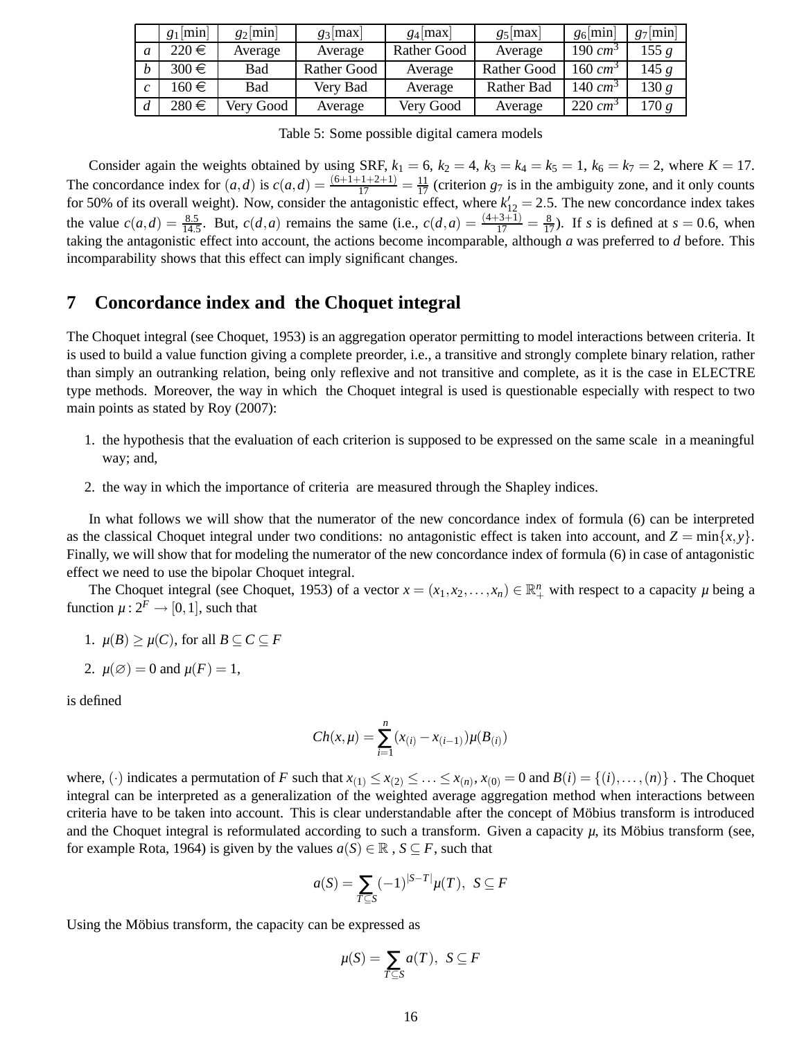| | $g_1$[min] | $g_2$[min] | $g_3$[max] | $g_4$[max] | $g_5$[max] | $g_6$[min] | $g_7$[min] |
|---|---|---|---|---|---|---|---|
| $a$ | 220 € | Average | Average | Rather Good | Average | 190 $cm^3$ | 155 $g$ |
| $b$ | 300 € | Bad | Rather Good | Average | Rather Good | 160 $cm^3$ | 145 $g$ |
| $c$ | 160 € | Bad | Very Bad | Average | Rather Bad | 140 $cm^3$ | 130 $g$ |
| $d$ | 280 € | Very Good | Average | Very Good | Average | 220 $cm^3$ | 170 $g$ |

Table 5: Some possible digital camera models

Consider again the weights obtained by using SRF, $k_1 = 6$, $k_2 = 4$, $k_3 = k_4 = k_5 = 1$, $k_6 = k_7 = 2$, where $K = 17$. The concordance index for $(a,d)$ is $c(a,d) = \frac{(6+1+1+2+1)}{17} = \frac{11}{17}$ (criterion $g_7$ is in the ambiguity zone, and it only counts for 50% of its overall weight). Now, consider the antagonistic effect, where $k'_{12} = 2.5$. The new concordance index takes the value $c(a,d) = \frac{8.5}{14.5}$. But, $c(d,a)$ remains the same (i.e., $c(d,a) = \frac{(4+3+1)}{17} = \frac{8}{17}$). If $s$ is defined at $s = 0.6$, when taking the antagonistic effect into account, the actions become incomparable, although $a$ was preferred to $d$ before. This incomparability shows that this effect can imply significant changes.

# 7 Concordance index and the Choquet integral

The Choquet integral (see Choquet, 1953) is an aggregation operator permitting to model interactions between criteria. It is used to build a value function giving a complete preorder, i.e., a transitive and strongly complete binary relation, rather than simply an outranking relation, being only reflexive and not transitive and complete, as it is the case in ELECTRE type methods. Moreover, the way in which the Choquet integral is used is questionable especially with respect to two main points as stated by Roy (2007):

1. the hypothesis that the evaluation of each criterion is supposed to be expressed on the same scale in a meaningful way; and,
2. the way in which the importance of criteria are measured through the Shapley indices.

In what follows we will show that the numerator of the new concordance index of formula (6) can be interpreted as the classical Choquet integral under two conditions: no antagonistic effect is taken into account, and $Z = \min\{x,y\}$. Finally, we will show that for modeling the numerator of the new concordance index of formula (6) in case of antagonistic effect we need to use the bipolar Choquet integral.

The Choquet integral (see Choquet, 1953) of a vector $x = (x_1, x_2, \ldots, x_n) \in \mathbb{R}^n_+$ with respect to a capacity $\mu$ being a function $\mu : 2^F \to [0,1]$, such that

1. $\mu(B) \geq \mu(C)$, for all $B \subseteq C \subseteq F$
2. $\mu(\varnothing) = 0$ and $\mu(F) = 1$,

is defined

$$Ch(x,\mu) = \sum_{i=1}^{n} (x_{(i)} - x_{(i-1)})\mu(B_{(i)})$$

where, $(\cdot)$ indicates a permutation of $F$ such that $x_{(1)} \leq x_{(2)} \leq \ldots \leq x_{(n)}$, $x_{(0)} = 0$ and $B(i) = \{(i), \ldots, (n)\}$ . The Choquet integral can be interpreted as a generalization of the weighted average aggregation method when interactions between criteria have to be taken into account. This is clear understandable after the concept of Möbius transform is introduced and the Choquet integral is reformulated according to such a transform. Given a capacity $\mu$, its Möbius transform (see, for example Rota, 1964) is given by the values $a(S) \in \mathbb{R}$ , $S \subseteq F$, such that

$$a(S) = \sum_{T \subseteq S} (-1)^{|S-T|}\mu(T), \;\; S \subseteq F$$

Using the Möbius transform, the capacity can be expressed as

$$\mu(S) = \sum_{T \subseteq S} a(T), \;\; S \subseteq F$$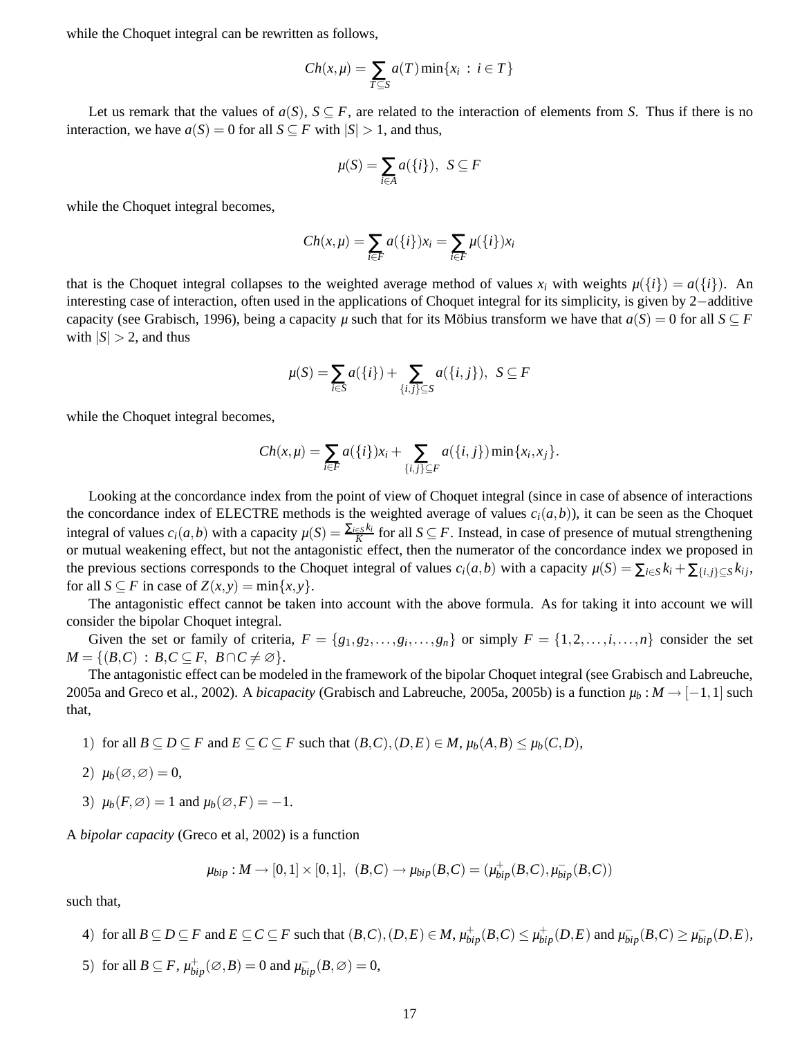while the Choquet integral can be rewritten as follows,

$$Ch(x,\mu) = \sum_{T \subseteq S} a(T) \min\{x_i \ : \ i \in T\}$$

Let us remark that the values of $a(S)$, $S \subseteq F$, are related to the interaction of elements from $S$. Thus if there is no interaction, we have $a(S) = 0$ for all $S \subseteq F$ with $|S| > 1$, and thus,

$$\mu(S) = \sum_{i \in A} a(\{i\}), \ \ S \subseteq F$$

while the Choquet integral becomes,

$$Ch(x,\mu) = \sum_{i \in F} a(\{i\}) x_i = \sum_{i \in F} \mu(\{i\}) x_i$$

that is the Choquet integral collapses to the weighted average method of values $x_i$ with weights $\mu(\{i\}) = a(\{i\})$. An interesting case of interaction, often used in the applications of Choquet integral for its simplicity, is given by 2−additive capacity (see Grabisch, 1996), being a capacity $\mu$ such that for its Möbius transform we have that $a(S) = 0$ for all $S \subseteq F$ with $|S| > 2$, and thus

$$\mu(S) = \sum_{i \in S} a(\{i\}) + \sum_{\{i,j\} \subseteq S} a(\{i,j\}), \ \ S \subseteq F$$

while the Choquet integral becomes,

$$Ch(x,\mu) = \sum_{i \in F} a(\{i\}) x_i + \sum_{\{i,j\} \subseteq F} a(\{i,j\}) \min\{x_i, x_j\}.$$

Looking at the concordance index from the point of view of Choquet integral (since in case of absence of interactions the concordance index of ELECTRE methods is the weighted average of values $c_i(a,b)$), it can be seen as the Choquet integral of values $c_i(a,b)$ with a capacity $\mu(S) = \frac{\sum_{i \in S} k_i}{K}$ for all $S \subseteq F$. Instead, in case of presence of mutual strengthening or mutual weakening effect, but not the antagonistic effect, then the numerator of the concordance index we proposed in the previous sections corresponds to the Choquet integral of values $c_i(a,b)$ with a capacity $\mu(S) = \sum_{i \in S} k_i + \sum_{\{i,j\} \subseteq S} k_{ij}$, for all $S \subseteq F$ in case of $Z(x,y) = \min\{x,y\}$.

The antagonistic effect cannot be taken into account with the above formula. As for taking it into account we will consider the bipolar Choquet integral.

Given the set or family of criteria, $F = \{g_1, g_2, \ldots, g_i, \ldots, g_n\}$ or simply $F = \{1, 2, \ldots, i, \ldots, n\}$ consider the set $M = \{(B,C) \ : \ B, C \subseteq F, \ B \cap C \neq \varnothing\}$.

The antagonistic effect can be modeled in the framework of the bipolar Choquet integral (see Grabisch and Labreuche, 2005a and Greco et al., 2002). A *bicapacity* (Grabisch and Labreuche, 2005a, 2005b) is a function $\mu_b : M \rightarrow [-1,1]$ such that,

1) for all $B \subseteq D \subseteq F$ and $E \subseteq C \subseteq F$ such that $(B,C), (D,E) \in M$, $\mu_b(A,B) \leq \mu_b(C,D)$,

2) $\mu_b(\varnothing, \varnothing) = 0$,

3) $\mu_b(F, \varnothing) = 1$ and $\mu_b(\varnothing, F) = -1$.

A *bipolar capacity* (Greco et al, 2002) is a function

$$\mu_{bip} : M \rightarrow [0,1] \times [0,1], \ \ (B,C) \rightarrow \mu_{bip}(B,C) = (\mu^+_{bip}(B,C), \mu^-_{bip}(B,C))$$

such that,

4) for all $B \subseteq D \subseteq F$ and $E \subseteq C \subseteq F$ such that $(B,C), (D,E) \in M$, $\mu^+_{bip}(B,C) \leq \mu^+_{bip}(D,E)$ and $\mu^-_{bip}(B,C) \geq \mu^-_{bip}(D,E)$,

5) for all $B \subseteq F$, $\mu^+_{bip}(\varnothing, B) = 0$ and $\mu^-_{bip}(B, \varnothing) = 0$,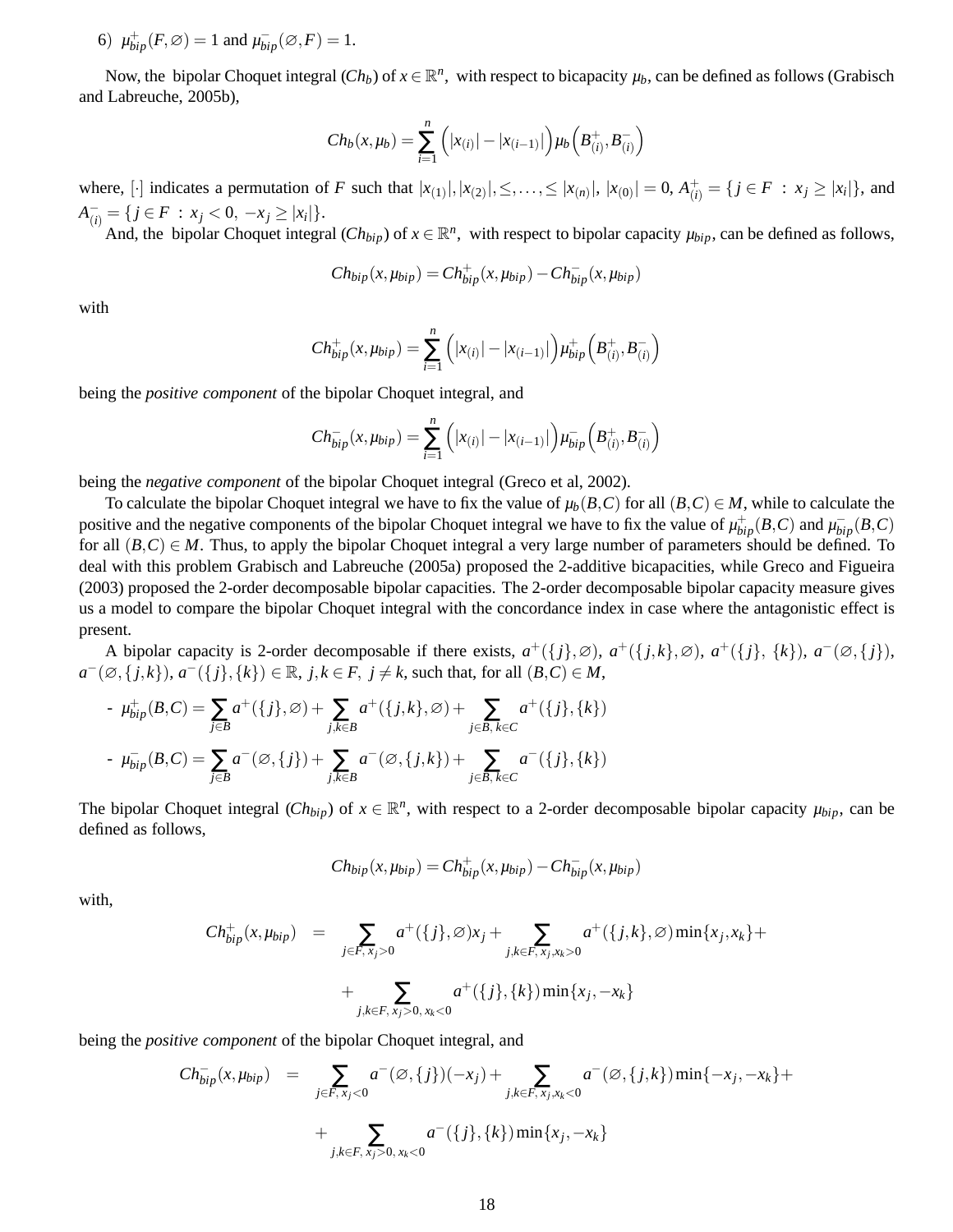6) $\mu^+_{bip}(F,\varnothing) = 1$ and $\mu^-_{bip}(\varnothing, F) = 1$.

Now, the bipolar Choquet integral ($Ch_b$) of $x \in \mathbb{R}^n$, with respect to bicapacity $\mu_b$, can be defined as follows (Grabisch and Labreuche, 2005b),

$$Ch_b(x,\mu_b) = \sum_{i=1}^{n} \Big(|x_{(i)}| - |x_{(i-1)}|\Big)\mu_b\Big(B^+_{(i)}, B^-_{(i)}\Big)$$

where, $[\cdot]$ indicates a permutation of $F$ such that $|x_{(1)}|, |x_{(2)}|, \leq, \ldots, \leq |x_{(n)}|$, $|x_{(0)}| = 0$, $A^+_{(i)} = \{j \in F \ : \ x_j \geq |x_i|\}$, and $A^-_{(i)} = \{j \in F \ : \ x_j < 0, \ -x_j \geq |x_i|\}$.

And, the bipolar Choquet integral ($Ch_{bip}$) of $x \in \mathbb{R}^n$, with respect to bipolar capacity $\mu_{bip}$, can be defined as follows,

$$Ch_{bip}(x,\mu_{bip}) = Ch^+_{bip}(x,\mu_{bip}) - Ch^-_{bip}(x,\mu_{bip})$$

with

$$Ch^+_{bip}(x,\mu_{bip}) = \sum_{i=1}^{n} \Big(|x_{(i)}| - |x_{(i-1)}|\Big)\mu^+_{bip}\Big(B^+_{(i)}, B^-_{(i)}\Big)$$

being the *positive component* of the bipolar Choquet integral, and

$$Ch^-_{bip}(x,\mu_{bip}) = \sum_{i=1}^{n} \Big(|x_{(i)}| - |x_{(i-1)}|\Big)\mu^-_{bip}\Big(B^+_{(i)}, B^-_{(i)}\Big)$$

being the *negative component* of the bipolar Choquet integral (Greco et al, 2002).

To calculate the bipolar Choquet integral we have to fix the value of $\mu_b(B,C)$ for all $(B,C) \in M$, while to calculate the positive and the negative components of the bipolar Choquet integral we have to fix the value of $\mu^+_{bip}(B,C)$ and $\mu^-_{bip}(B,C)$ for all $(B,C) \in M$. Thus, to apply the bipolar Choquet integral a very large number of parameters should be defined. To deal with this problem Grabisch and Labreuche (2005a) proposed the 2-additive bicapacities, while Greco and Figueira (2003) proposed the 2-order decomposable bipolar capacities. The 2-order decomposable bipolar capacity measure gives us a model to compare the bipolar Choquet integral with the concordance index in case where the antagonistic effect is present.

A bipolar capacity is 2-order decomposable if there exists, $a^+(\{j\},\varnothing)$, $a^+(\{j,k\},\varnothing)$, $a^+(\{j\}, \ \{k\})$, $a^-(\varnothing,\{j\})$, $a^-(\varnothing,\{j,k\})$, $a^-(\{j\},\{k\}) \in \mathbb{R}$, $j,k \in F$, $j \neq k$, such that, for all $(B,C) \in M$,

- $\mu^+_{bip}(B,C) = \sum_{j \in B} a^+(\{j\},\varnothing) + \sum_{j,k \in B} a^+(\{j,k\},\varnothing) + \sum_{j \in B, \ k \in C} a^+(\{j\},\{k\})$
- $\mu^-_{bip}(B,C) = \sum_{j \in B} a^-(\varnothing,\{j\}) + \sum_{j,k \in B} a^-(\varnothing,\{j,k\}) + \sum_{j \in B, \ k \in C} a^-(\{j\},\{k\})$

The bipolar Choquet integral ($Ch_{bip}$) of $x \in \mathbb{R}^n$, with respect to a 2-order decomposable bipolar capacity $\mu_{bip}$, can be defined as follows,

$$Ch_{bip}(x,\mu_{bip}) = Ch^+_{bip}(x,\mu_{bip}) - Ch^-_{bip}(x,\mu_{bip})$$

with,

$$\begin{aligned} Ch^+_{bip}(x,\mu_{bip}) \quad = \quad & \sum_{j \in F, \ x_j > 0} a^+(\{j\},\varnothing)x_j + \sum_{j,k \in F, \ x_j, x_k > 0} a^+(\{j,k\},\varnothing)\min\{x_j,x_k\} + \\ & + \sum_{j,k \in F, \ x_j > 0, \ x_k < 0} a^+(\{j\},\{k\})\min\{x_j,-x_k\} \end{aligned}$$

being the *positive component* of the bipolar Choquet integral, and

$$\begin{aligned} Ch^-_{bip}(x,\mu_{bip}) \quad = \quad & \sum_{j \in F, \ x_j < 0} a^-(\varnothing,\{j\})(-x_j) + \sum_{j,k \in F, \ x_j, x_k < 0} a^-(\varnothing,\{j,k\})\min\{-x_j,-x_k\} + \\ & + \sum_{j,k \in F, \ x_j > 0, \ x_k < 0} a^-(\{j\},\{k\})\min\{x_j,-x_k\} \end{aligned}$$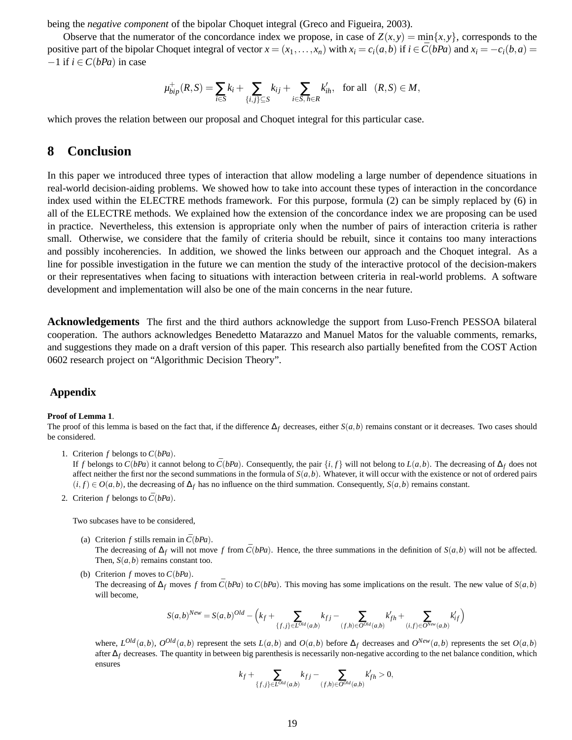being the *negative component* of the bipolar Choquet integral (Greco and Figueira, 2003).

Observe that the numerator of the concordance index we propose, in case of $Z(x,y) = \min\{x,y\}$, corresponds to the positive part of the bipolar Choquet integral of vector $x = (x_1, \ldots, x_n)$ with $x_i = c_i(a,b)$ if $i \in \bar{C}(bPa)$ and $x_i = -c_i(b,a) = -1$ if $i \in C(bPa)$ in case

$$\mu^{+}_{bip}(R,S) = \sum_{i \in S} k_i + \sum_{\{i,j\} \subseteq S} k_{ij} + \sum_{i \in S,\, h \in R} k'_{ih}, \quad \text{for all} \quad (R,S) \in M,$$

which proves the relation between our proposal and Choquet integral for this particular case.

## 8 Conclusion

In this paper we introduced three types of interaction that allow modeling a large number of dependence situations in real-world decision-aiding problems. We showed how to take into account these types of interaction in the concordance index used within the ELECTRE methods framework. For this purpose, formula (2) can be simply replaced by (6) in all of the ELECTRE methods. We explained how the extension of the concordance index we are proposing can be used in practice. Nevertheless, this extension is appropriate only when the number of pairs of interaction criteria is rather small. Otherwise, we considere that the family of criteria should be rebuilt, since it contains too many interactions and possibly incoherencies. In addition, we showed the links between our approach and the Choquet integral. As a line for possible investigation in the future we can mention the study of the interactive protocol of the decision-makers or their representatives when facing to situations with interaction between criteria in real-world problems. A software development and implementation will also be one of the main concerns in the near future.

**Acknowledgements** The first and the third authors acknowledge the support from Luso-French PESSOA bilateral cooperation. The authors acknowledges Benedetto Matarazzo and Manuel Matos for the valuable comments, remarks, and suggestions they made on a draft version of this paper. This research also partially benefited from the COST Action 0602 research project on "Algorithmic Decision Theory".

## Appendix

**Proof of Lemma 1**.
The proof of this lemma is based on the fact that, if the difference $\Delta_f$ decreases, either $S(a,b)$ remains constant or it decreases. Two cases should be considered.

1. Criterion $f$ belongs to $C(bPa)$.
   If $f$ belongs to $C(bPa)$ it cannot belong to $\bar{C}(bPa)$. Consequently, the pair $\{i, f\}$ will not belong to $L(a,b)$. The decreasing of $\Delta_f$ does not affect neither the first nor the second summations in the formula of $S(a,b)$. Whatever, it will occur with the existence or not of ordered pairs $(i, f) \in O(a,b)$, the decreasing of $\Delta_f$ has no influence on the third summation. Consequently, $S(a,b)$ remains constant.

2. Criterion $f$ belongs to $\bar{C}(bPa)$.

   Two subcases have to be considered,

   (a) Criterion $f$ stills remain in $\bar{C}(bPa)$.
   The decreasing of $\Delta_f$ will not move $f$ from $\bar{C}(bPa)$. Hence, the three summations in the definition of $S(a,b)$ will not be affected. Then, $S(a,b)$ remains constant too.

   (b) Criterion $f$ moves to $C(bPa)$.
   The decreasing of $\Delta_f$ moves $f$ from $\bar{C}(bPa)$ to $C(bPa)$. This moving has some implications on the result. The new value of $S(a,b)$ will become,

   $$S(a,b)^{New} = S(a,b)^{Old} - \Big(k_f + \sum_{\{f,j\} \in L^{Old}(a,b)} k_{fj} - \sum_{(f,h) \in O^{Old}(a,b)} k'_{fh} + \sum_{(i,f) \in O^{New}(a,b)} k'_{if}\Big)$$

   where, $L^{Old}(a,b)$, $O^{Old}(a,b)$ represent the sets $L(a,b)$ and $O(a,b)$ before $\Delta_f$ decreases and $O^{New}(a,b)$ represents the set $O(a,b)$ after $\Delta_f$ decreases. The quantity in between big parenthesis is necessarily non-negative according to the net balance condition, which ensures

   $$k_f + \sum_{\{f,j\} \in L^{Old}(a,b)} k_{fj} - \sum_{(f,h) \in O^{Old}(a,b)} k'_{fh} > 0,$$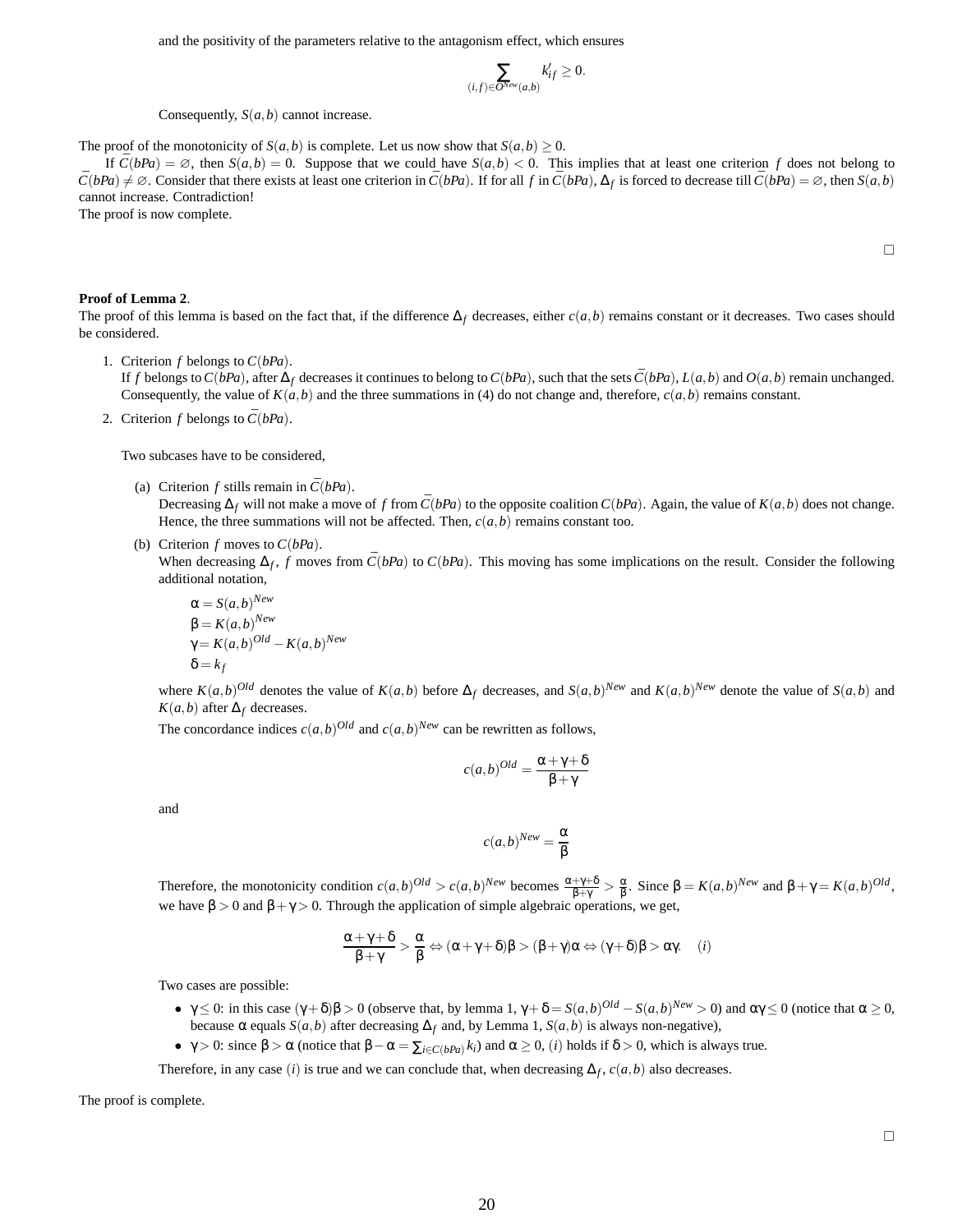and the positivity of the parameters relative to the antagonism effect, which ensures

$$\sum_{(i,f)\in O^{New}(a,b)} k'_{if} \geq 0.$$

Consequently, $S(a,b)$ cannot increase.

The proof of the monotonicity of $S(a,b)$ is complete. Let us now show that $S(a,b) \geq 0$.

If $\bar{C}(bPa) = \varnothing$, then $S(a,b) = 0$. Suppose that we could have $S(a,b) < 0$. This implies that at least one criterion $f$ does not belong to $\bar{C}(bPa) \neq \varnothing$. Consider that there exists at least one criterion in $\bar{C}(bPa)$. If for all $f$ in $\bar{C}(bPa)$, $\Delta_f$ is forced to decrease till $\bar{C}(bPa) = \varnothing$, then $S(a,b)$ cannot increase. Contradiction!

The proof is now complete.

□

**Proof of Lemma 2**.

The proof of this lemma is based on the fact that, if the difference $\Delta_f$ decreases, either $c(a,b)$ remains constant or it decreases. Two cases should be considered.

1. Criterion $f$ belongs to $C(bPa)$.
   If $f$ belongs to $C(bPa)$, after $\Delta_f$ decreases it continues to belong to $C(bPa)$, such that the sets $\bar{C}(bPa)$, $L(a,b)$ and $O(a,b)$ remain unchanged. Consequently, the value of $K(a,b)$ and the three summations in (4) do not change and, therefore, $c(a,b)$ remains constant.

2. Criterion $f$ belongs to $\bar{C}(bPa)$.

   Two subcases have to be considered,

   (a) Criterion $f$ stills remain in $\bar{C}(bPa)$.
   Decreasing $\Delta_f$ will not make a move of $f$ from $\bar{C}(bPa)$ to the opposite coalition $C(bPa)$. Again, the value of $K(a,b)$ does not change. Hence, the three summations will not be affected. Then, $c(a,b)$ remains constant too.

   (b) Criterion $f$ moves to $C(bPa)$.
   When decreasing $\Delta_f$, $f$ moves from $\bar{C}(bPa)$ to $C(bPa)$. This moving has some implications on the result. Consider the following additional notation,

   $\alpha = S(a,b)^{New}$
   $\beta = K(a,b)^{New}$
   $\gamma = K(a,b)^{Old} - K(a,b)^{New}$
   $\delta = k_f$

   where $K(a,b)^{Old}$ denotes the value of $K(a,b)$ before $\Delta_f$ decreases, and $S(a,b)^{New}$ and $K(a,b)^{New}$ denote the value of $S(a,b)$ and $K(a,b)$ after $\Delta_f$ decreases.

   The concordance indices $c(a,b)^{Old}$ and $c(a,b)^{New}$ can be rewritten as follows,

   $$c(a,b)^{Old} = \frac{\alpha+\gamma+\delta}{\beta+\gamma}$$

   and

   $$c(a,b)^{New} = \frac{\alpha}{\beta}$$

   Therefore, the monotonicity condition $c(a,b)^{Old} > c(a,b)^{New}$ becomes $\frac{\alpha+\gamma+\delta}{\beta+\gamma} > \frac{\alpha}{\beta}$. Since $\beta = K(a,b)^{New}$ and $\beta+\gamma = K(a,b)^{Old}$, we have $\beta > 0$ and $\beta+\gamma > 0$. Through the application of simple algebraic operations, we get,

   $$\frac{\alpha+\gamma+\delta}{\beta+\gamma} > \frac{\alpha}{\beta} \Leftrightarrow (\alpha+\gamma+\delta)\beta > (\beta+\gamma)\alpha \Leftrightarrow (\gamma+\delta)\beta > \alpha\gamma. \quad (i)$$

   Two cases are possible:

   - $\gamma \leq 0$: in this case $(\gamma+\delta)\beta > 0$ (observe that, by lemma 1, $\gamma+\delta = S(a,b)^{Old} - S(a,b)^{New} > 0$) and $\alpha\gamma \leq 0$ (notice that $\alpha \geq 0$, because $\alpha$ equals $S(a,b)$ after decreasing $\Delta_f$ and, by Lemma 1, $S(a,b)$ is always non-negative),
   - $\gamma > 0$: since $\beta > \alpha$ (notice that $\beta - \alpha = \sum_{i \in C(bPa)} k_i$) and $\alpha \geq 0$, $(i)$ holds if $\delta > 0$, which is always true.

   Therefore, in any case $(i)$ is true and we can conclude that, when decreasing $\Delta_f$, $c(a,b)$ also decreases.

The proof is complete.

□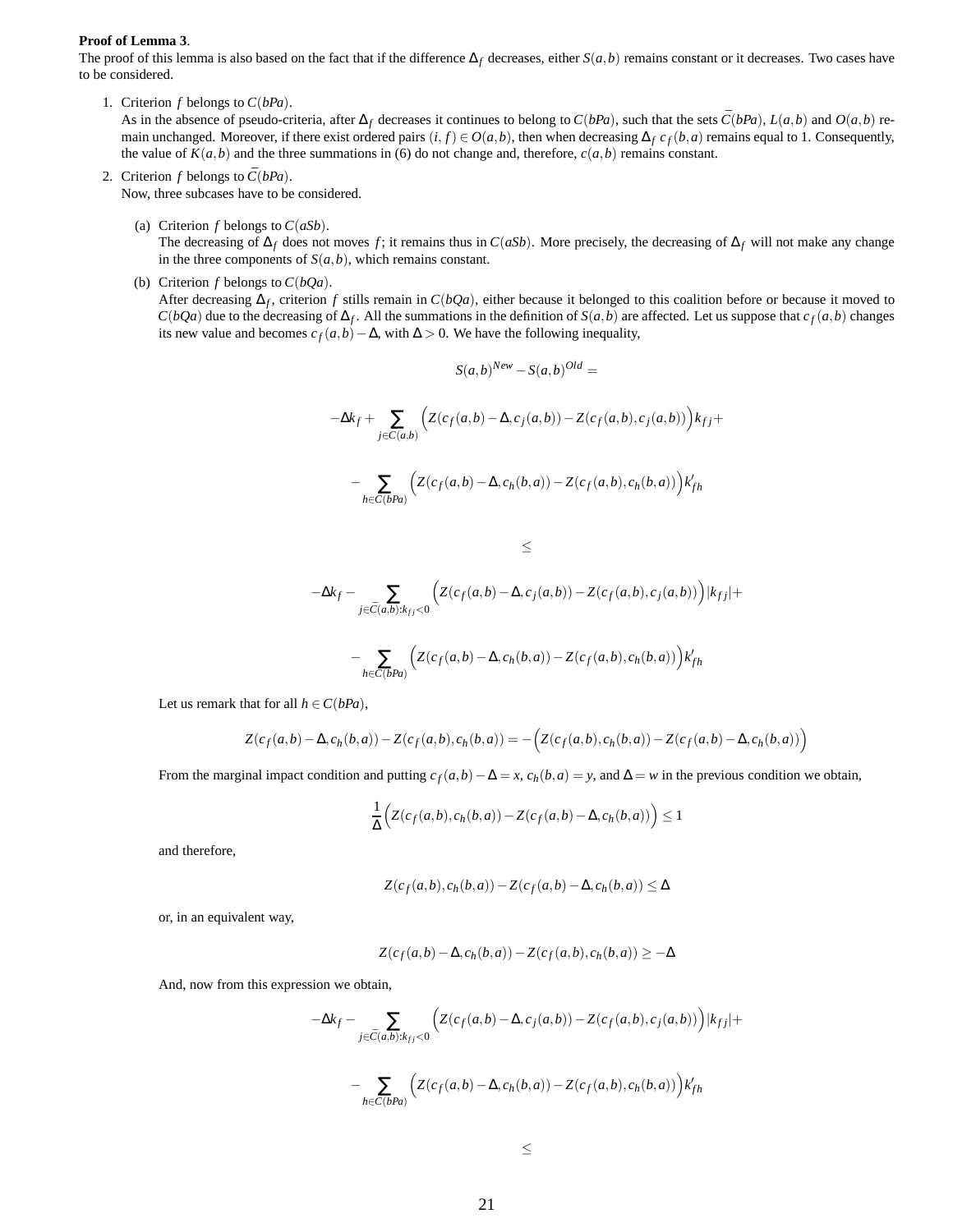**Proof of Lemma 3**.

The proof of this lemma is also based on the fact that if the difference $\Delta_f$ decreases, either $S(a,b)$ remains constant or it decreases. Two cases have to be considered.

1. Criterion $f$ belongs to $C(bPa)$.
   As in the absence of pseudo-criteria, after $\Delta_f$ decreases it continues to belong to $C(bPa)$, such that the sets $\bar{C}(bPa)$, $L(a,b)$ and $O(a,b)$ remain unchanged. Moreover, if there exist ordered pairs $(i,f) \in O(a,b)$, then when decreasing $\Delta_f$ $c_f(b,a)$ remains equal to 1. Consequently, the value of $K(a,b)$ and the three summations in (6) do not change and, therefore, $c(a,b)$ remains constant.

2. Criterion $f$ belongs to $\bar{C}(bPa)$.
   Now, three subcases have to be considered.

   (a) Criterion $f$ belongs to $C(aSb)$.
   The decreasing of $\Delta_f$ does not moves $f$; it remains thus in $C(aSb)$. More precisely, the decreasing of $\Delta_f$ will not make any change in the three components of $S(a,b)$, which remains constant.

   (b) Criterion $f$ belongs to $C(bQa)$.
   After decreasing $\Delta_f$, criterion $f$ stills remain in $C(bQa)$, either because it belonged to this coalition before or because it moved to $C(bQa)$ due to the decreasing of $\Delta_f$. All the summations in the definition of $S(a,b)$ are affected. Let us suppose that $c_f(a,b)$ changes its new value and becomes $c_f(a,b) - \Delta$, with $\Delta > 0$. We have the following inequality,

$$S(a,b)^{New} - S(a,b)^{Old} =$$

$$-\Delta k_f + \sum_{j \in C(a,b)} \Big( Z(c_f(a,b) - \Delta, c_j(a,b)) - Z(c_f(a,b), c_j(a,b)) \Big) k_{fj} +$$

$$- \sum_{h \in C(bPa)} \Big( Z(c_f(a,b) - \Delta, c_h(b,a)) - Z(c_f(a,b), c_h(b,a)) \Big) k'_{fh}$$

$$\leq$$

$$-\Delta k_f - \sum_{j \in \bar{C}(a,b): k_{fj} < 0} \Big( Z(c_f(a,b) - \Delta, c_j(a,b)) - Z(c_f(a,b), c_j(a,b)) \Big) |k_{fj}| +$$

$$- \sum_{h \in C(bPa)} \Big( Z(c_f(a,b) - \Delta, c_h(b,a)) - Z(c_f(a,b), c_h(b,a)) \Big) k'_{fh}$$

Let us remark that for all $h \in C(bPa)$,

$$Z(c_f(a,b) - \Delta, c_h(b,a)) - Z(c_f(a,b), c_h(b,a)) = -\Big( Z(c_f(a,b), c_h(b,a)) - Z(c_f(a,b) - \Delta, c_h(b,a)) \Big)$$

From the marginal impact condition and putting $c_f(a,b) - \Delta = x$, $c_h(b,a) = y$, and $\Delta = w$ in the previous condition we obtain,

$$\frac{1}{\Delta} \Big( Z(c_f(a,b), c_h(b,a)) - Z(c_f(a,b) - \Delta, c_h(b,a)) \Big) \leq 1$$

and therefore,

$$Z(c_f(a,b), c_h(b,a)) - Z(c_f(a,b) - \Delta, c_h(b,a)) \leq \Delta$$

or, in an equivalent way,

$$Z(c_f(a,b) - \Delta, c_h(b,a)) - Z(c_f(a,b), c_h(b,a)) \geq -\Delta$$

And, now from this expression we obtain,

$$-\Delta k_f - \sum_{j \in \bar{C}(a,b): k_{fj} < 0} \Big( Z(c_f(a,b) - \Delta, c_j(a,b)) - Z(c_f(a,b), c_j(a,b)) \Big) |k_{fj}| +$$

$$- \sum_{h \in C(bPa)} \Big( Z(c_f(a,b) - \Delta, c_h(b,a)) - Z(c_f(a,b), c_h(b,a)) \Big) k'_{fh}$$

$$\leq$$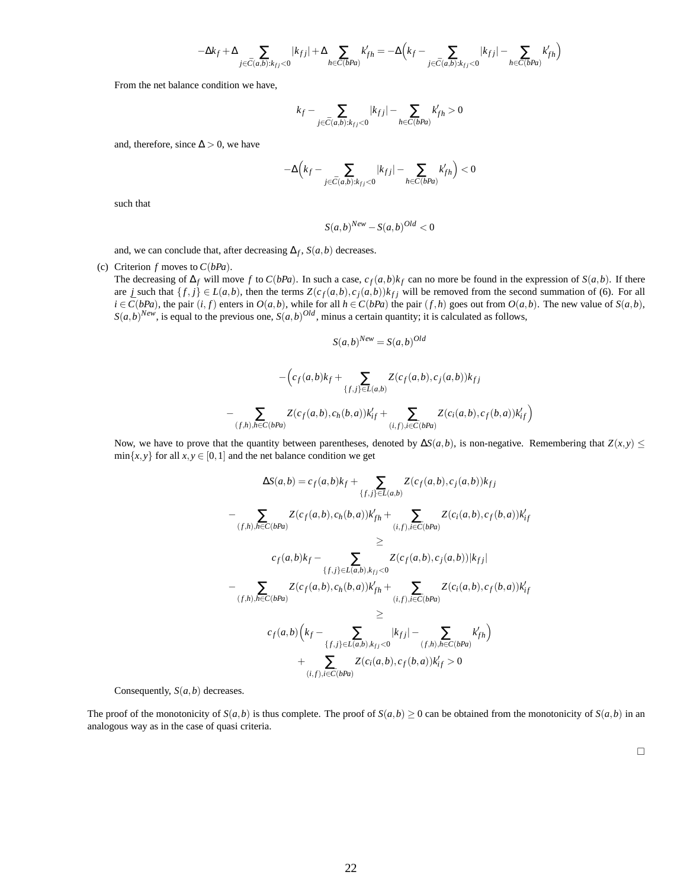$$-\Delta k_f + \Delta \sum_{j \in \bar{C}(a,b): k_{fj} < 0} |k_{fj}| + \Delta \sum_{h \in C(bPa)} k'_{fh} = -\Delta\Big(k_f - \sum_{j \in \bar{C}(a,b): k_{fj} < 0} |k_{fj}| - \sum_{h \in C(bPa)} k'_{fh}\Big)$$

From the net balance condition we have,

$$k_f - \sum_{j \in \bar{C}(a,b): k_{fj} < 0} |k_{fj}| - \sum_{h \in C(bPa)} k'_{fh} > 0$$

and, therefore, since $\Delta > 0$, we have

$$-\Delta\Big(k_f - \sum_{j \in \bar{C}(a,b): k_{fj} < 0} |k_{fj}| - \sum_{h \in C(bPa)} k'_{fh}\Big) < 0$$

such that

$$S(a,b)^{New} - S(a,b)^{Old} < 0$$

and, we can conclude that, after decreasing $\Delta_f$, $S(a,b)$ decreases.

(c) Criterion $f$ moves to $C(bPa)$.
The decreasing of $\Delta_f$ will move $f$ to $C(bPa)$. In such a case, $c_f(a,b)k_f$ can no more be found in the expression of $S(a,b)$. If there are $j$ such that $\{f,j\} \in L(a,b)$, then the terms $Z(c_f(a,b), c_j(a,b))k_{fj}$ will be removed from the second summation of (6). For all $i \in C(bPa)$, the pair $(i,f)$ enters in $O(a,b)$, while for all $h \in C(bPa)$ the pair $(f,h)$ goes out from $O(a,b)$. The new value of $S(a,b)$, $S(a,b)^{New}$, is equal to the previous one, $S(a,b)^{Old}$, minus a certain quantity; it is calculated as follows,

$$S(a,b)^{New} = S(a,b)^{Old}$$

$$-\Big(c_f(a,b)k_f + \sum_{\{f,j\} \in L(a,b)} Z(c_f(a,b), c_j(a,b))k_{fj}$$

$$- \sum_{(f,h), h \in C(bPa)} Z(c_f(a,b), c_h(b,a))k'_{if} + \sum_{(i,f), i \in C(bPa)} Z(c_i(a,b), c_f(b,a))k'_{if}\Big)$$

Now, we have to prove that the quantity between parentheses, denoted by $\Delta S(a,b)$, is non-negative. Remembering that $Z(x,y) \leq \min\{x,y\}$ for all $x,y \in [0,1]$ and the net balance condition we get

$$\Delta S(a,b) = c_f(a,b)k_f + \sum_{\{f,j\} \in L(a,b)} Z(c_f(a,b), c_j(a,b))k_{fj}$$

$$- \sum_{(f,h), h \in C(bPa)} Z(c_f(a,b), c_h(b,a))k'_{fh} + \sum_{(i,f), i \in C(bPa)} Z(c_i(a,b), c_f(b,a))k'_{if}$$

$$\geq$$

$$c_f(a,b)k_f - \sum_{\{f,j\} \in L(a,b), k_{fj} < 0} Z(c_f(a,b), c_j(a,b))|k_{fj}|$$

$$- \sum_{(f,h), h \in C(bPa)} Z(c_f(a,b), c_h(b,a))k'_{fh} + \sum_{(i,f), i \in C(bPa)} Z(c_i(a,b), c_f(b,a))k'_{if}$$

$$\geq$$

$$c_f(a,b)\Big(k_f - \sum_{\{f,j\} \in L(a,b), k_{fj} < 0} |k_{fj}| - \sum_{(f,h), h \in C(bPa)} k'_{fh}\Big)$$

$$+ \sum_{(i,f), i \in C(bPa)} Z(c_i(a,b), c_f(b,a))k'_{if} > 0$$

Consequently, $S(a,b)$ decreases.

The proof of the monotonicity of $S(a,b)$ is thus complete. The proof of $S(a,b) \geq 0$ can be obtained from the monotonicity of $S(a,b)$ in an analogous way as in the case of quasi criteria.

□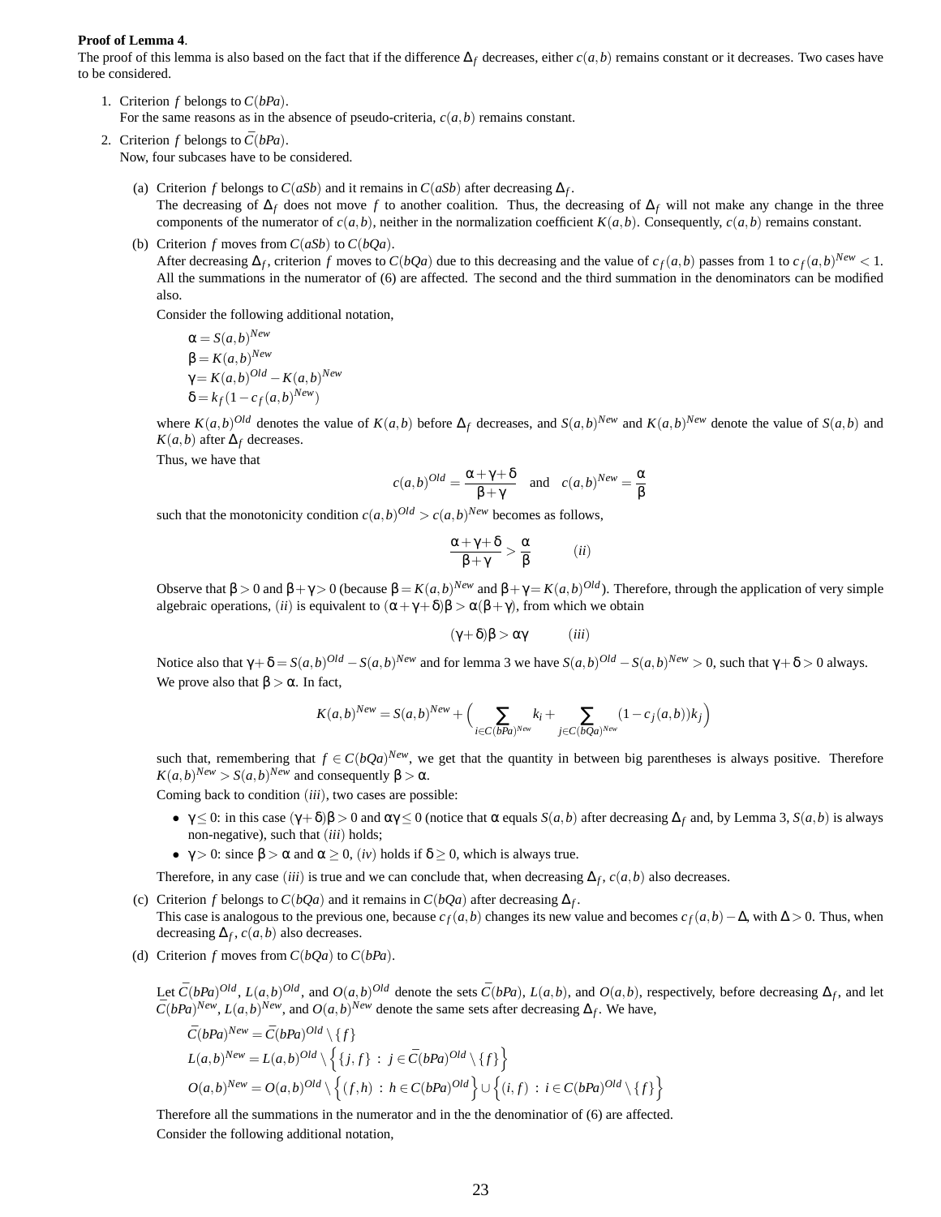**Proof of Lemma 4**.

The proof of this lemma is also based on the fact that if the difference $\Delta_f$ decreases, either $c(a,b)$ remains constant or it decreases. Two cases have to be considered.

1. Criterion $f$ belongs to $C(bPa)$.
   For the same reasons as in the absence of pseudo-criteria, $c(a,b)$ remains constant.
2. Criterion $f$ belongs to $\bar{C}(bPa)$.
   Now, four subcases have to be considered.

   (a) Criterion $f$ belongs to $C(aSb)$ and it remains in $C(aSb)$ after decreasing $\Delta_f$.
   The decreasing of $\Delta_f$ does not move $f$ to another coalition. Thus, the decreasing of $\Delta_f$ will not make any change in the three components of the numerator of $c(a,b)$, neither in the normalization coefficient $K(a,b)$. Consequently, $c(a,b)$ remains constant.

   (b) Criterion $f$ moves from $C(aSb)$ to $C(bQa)$.
   After decreasing $\Delta_f$, criterion $f$ moves to $C(bQa)$ due to this decreasing and the value of $c_f(a,b)$ passes from 1 to $c_f(a,b)^{New} < 1$. All the summations in the numerator of (6) are affected. The second and the third summation in the denominators can be modified also.

   Consider the following additional notation,

   $\alpha = S(a,b)^{New}$
   $\beta = K(a,b)^{New}$
   $\gamma = K(a,b)^{Old} - K(a,b)^{New}$
   $\delta = k_f(1 - c_f(a,b)^{New})$

   where $K(a,b)^{Old}$ denotes the value of $K(a,b)$ before $\Delta_f$ decreases, and $S(a,b)^{New}$ and $K(a,b)^{New}$ denote the value of $S(a,b)$ and $K(a,b)$ after $\Delta_f$ decreases.

   Thus, we have that

   $$c(a,b)^{Old} = \frac{\alpha+\gamma+\delta}{\beta+\gamma} \quad \text{and} \quad c(a,b)^{New} = \frac{\alpha}{\beta}$$

   such that the monotonicity condition $c(a,b)^{Old} > c(a,b)^{New}$ becomes as follows,

   $$\frac{\alpha+\gamma+\delta}{\beta+\gamma} > \frac{\alpha}{\beta} \qquad (ii)$$

   Observe that $\beta > 0$ and $\beta+\gamma > 0$ (because $\beta = K(a,b)^{New}$ and $\beta+\gamma = K(a,b)^{Old}$). Therefore, through the application of very simple algebraic operations, $(ii)$ is equivalent to $(\alpha+\gamma+\delta)\beta > \alpha(\beta+\gamma)$, from which we obtain

   $$(\gamma+\delta)\beta > \alpha\gamma \qquad (iii)$$

   Notice also that $\gamma+\delta = S(a,b)^{Old} - S(a,b)^{New}$ and for lemma 3 we have $S(a,b)^{Old} - S(a,b)^{New} > 0$, such that $\gamma+\delta > 0$ always. We prove also that $\beta > \alpha$. In fact,

   $$K(a,b)^{New} = S(a,b)^{New} + \Big( \sum_{i \in C(bPa)^{New}} k_i + \sum_{j \in C(bQa)^{New}} (1 - c_j(a,b))k_j \Big)$$

   such that, remembering that $f \in C(bQa)^{New}$, we get that the quantity in between big parentheses is always positive. Therefore $K(a,b)^{New} > S(a,b)^{New}$ and consequently $\beta > \alpha$.

   Coming back to condition $(iii)$, two cases are possible:

   - $\gamma \le 0$: in this case $(\gamma+\delta)\beta > 0$ and $\alpha\gamma \le 0$ (notice that $\alpha$ equals $S(a,b)$ after decreasing $\Delta_f$ and, by Lemma 3, $S(a,b)$ is always non-negative), such that $(iii)$ holds;
   - $\gamma > 0$: since $\beta > \alpha$ and $\alpha \ge 0$, $(iv)$ holds if $\delta \ge 0$, which is always true.

   Therefore, in any case $(iii)$ is true and we can conclude that, when decreasing $\Delta_f$, $c(a,b)$ also decreases.

   (c) Criterion $f$ belongs to $C(bQa)$ and it remains in $C(bQa)$ after decreasing $\Delta_f$.
   This case is analogous to the previous one, because $c_f(a,b)$ changes its new value and becomes $c_f(a,b) - \Delta$, with $\Delta > 0$. Thus, when decreasing $\Delta_f$, $c(a,b)$ also decreases.

   (d) Criterion $f$ moves from $C(bQa)$ to $C(bPa)$.

   Let $\bar{C}(bPa)^{Old}$, $L(a,b)^{Old}$, and $O(a,b)^{Old}$ denote the sets $\bar{C}(bPa)$, $L(a,b)$, and $O(a,b)$, respectively, before decreasing $\Delta_f$, and let $\bar{C}(bPa)^{New}$, $L(a,b)^{New}$, and $O(a,b)^{New}$ denote the same sets after decreasing $\Delta_f$. We have,

   $\bar{C}(bPa)^{New} = \bar{C}(bPa)^{Old} \setminus \{f\}$
   $L(a,b)^{New} = L(a,b)^{Old} \setminus \Big\{ \{j,f\} \,:\, j \in \bar{C}(bPa)^{Old} \setminus \{f\} \Big\}$
   $O(a,b)^{New} = O(a,b)^{Old} \setminus \Big\{ (f,h) \,:\, h \in C(bPa)^{Old} \Big\} \cup \Big\{ (i,f) \,:\, i \in C(bPa)^{Old} \setminus \{f\} \Big\}$

   Therefore all the summations in the numerator and in the the denominatior of (6) are affected.

   Consider the following additional notation,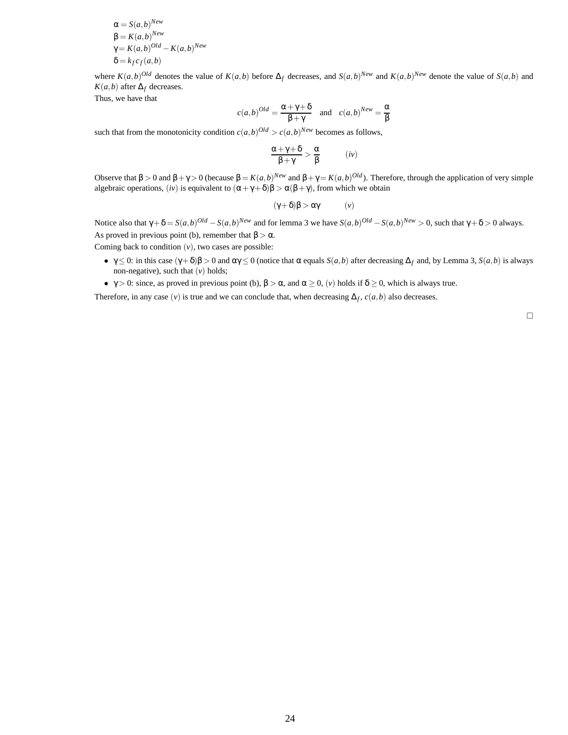$\alpha = S(a,b)^{New}$
$\beta = K(a,b)^{New}$
$\gamma = K(a,b)^{Old} - K(a,b)^{New}$
$\delta = k_f c_f(a,b)$

where $K(a,b)^{Old}$ denotes the value of $K(a,b)$ before $\Delta_f$ decreases, and $S(a,b)^{New}$ and $K(a,b)^{New}$ denote the value of $S(a,b)$ and $K(a,b)$ after $\Delta_f$ decreases.

Thus, we have that

$$c(a,b)^{Old} = \frac{\alpha + \gamma + \delta}{\beta + \gamma} \quad \text{and} \quad c(a,b)^{New} = \frac{\alpha}{\beta}$$

such that from the monotonicity condition $c(a,b)^{Old} > c(a,b)^{New}$ becomes as follows,

$$\frac{\alpha + \gamma + \delta}{\beta + \gamma} > \frac{\alpha}{\beta} \qquad (iv)$$

Observe that $\beta > 0$ and $\beta + \gamma > 0$ (because $\beta = K(a,b)^{New}$ and $\beta + \gamma = K(a,b)^{Old}$). Therefore, through the application of very simple algebraic operations, $(iv)$ is equivalent to $(\alpha + \gamma + \delta)\beta > \alpha(\beta + \gamma)$, from which we obtain

$$(\gamma + \delta)\beta > \alpha\gamma \qquad (v)$$

Notice also that $\gamma + \delta = S(a,b)^{Old} - S(a,b)^{New}$ and for lemma 3 we have $S(a,b)^{Old} - S(a,b)^{New} > 0$, such that $\gamma + \delta > 0$ always.

As proved in previous point (b), remember that $\beta > \alpha$.

Coming back to condition $(v)$, two cases are possible:

- $\gamma \leq 0$: in this case $(\gamma + \delta)\beta > 0$ and $\alpha\gamma \leq 0$ (notice that $\alpha$ equals $S(a,b)$ after decreasing $\Delta_f$ and, by Lemma 3, $S(a,b)$ is always non-negative), such that $(v)$ holds;
- $\gamma > 0$: since, as proved in previous point (b), $\beta > \alpha$, and $\alpha \geq 0$, $(v)$ holds if $\delta \geq 0$, which is always true.

Therefore, in any case $(v)$ is true and we can conclude that, when decreasing $\Delta_f$, $c(a,b)$ also decreases.

□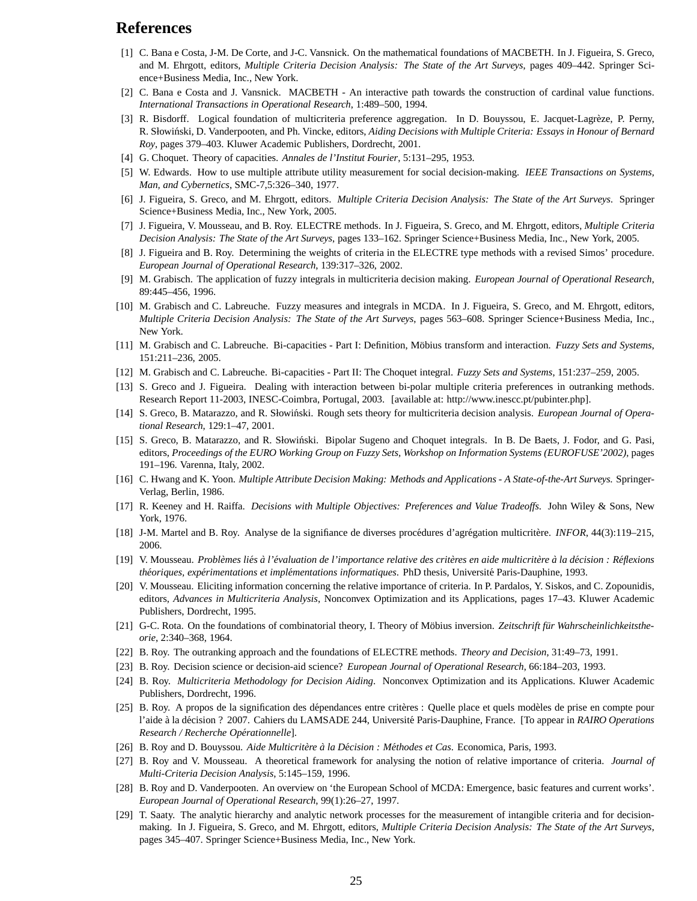## References

[1] C. Bana e Costa, J-M. De Corte, and J-C. Vansnick. On the mathematical foundations of MACBETH. In J. Figueira, S. Greco, and M. Ehrgott, editors, *Multiple Criteria Decision Analysis: The State of the Art Surveys*, pages 409–442. Springer Science+Business Media, Inc., New York.

[2] C. Bana e Costa and J. Vansnick. MACBETH - An interactive path towards the construction of cardinal value functions. *International Transactions in Operational Research*, 1:489–500, 1994.

[3] R. Bisdorff. Logical foundation of multicriteria preference aggregation. In D. Bouyssou, E. Jacquet-Lagrèze, P. Perny, R. Słowiński, D. Vanderpooten, and Ph. Vincke, editors, *Aiding Decisions with Multiple Criteria: Essays in Honour of Bernard Roy*, pages 379–403. Kluwer Academic Publishers, Dordrecht, 2001.

[4] G. Choquet. Theory of capacities. *Annales de l'Institut Fourier*, 5:131–295, 1953.

[5] W. Edwards. How to use multiple attribute utility measurement for social decision-making. *IEEE Transactions on Systems, Man, and Cybernetics*, SMC-7,5:326–340, 1977.

[6] J. Figueira, S. Greco, and M. Ehrgott, editors. *Multiple Criteria Decision Analysis: The State of the Art Surveys*. Springer Science+Business Media, Inc., New York, 2005.

[7] J. Figueira, V. Mousseau, and B. Roy. ELECTRE methods. In J. Figueira, S. Greco, and M. Ehrgott, editors, *Multiple Criteria Decision Analysis: The State of the Art Surveys*, pages 133–162. Springer Science+Business Media, Inc., New York, 2005.

[8] J. Figueira and B. Roy. Determining the weights of criteria in the ELECTRE type methods with a revised Simos' procedure. *European Journal of Operational Research*, 139:317–326, 2002.

[9] M. Grabisch. The application of fuzzy integrals in multicriteria decision making. *European Journal of Operational Research*, 89:445–456, 1996.

[10] M. Grabisch and C. Labreuche. Fuzzy measures and integrals in MCDA. In J. Figueira, S. Greco, and M. Ehrgott, editors, *Multiple Criteria Decision Analysis: The State of the Art Surveys*, pages 563–608. Springer Science+Business Media, Inc., New York.

[11] M. Grabisch and C. Labreuche. Bi-capacities - Part I: Definition, Möbius transform and interaction. *Fuzzy Sets and Systems*, 151:211–236, 2005.

[12] M. Grabisch and C. Labreuche. Bi-capacities - Part II: The Choquet integral. *Fuzzy Sets and Systems*, 151:237–259, 2005.

[13] S. Greco and J. Figueira. Dealing with interaction between bi-polar multiple criteria preferences in outranking methods. Research Report 11-2003, INESC-Coimbra, Portugal, 2003. [available at: http://www.inescc.pt/pubinter.php].

[14] S. Greco, B. Matarazzo, and R. Słowiński. Rough sets theory for multicriteria decision analysis. *European Journal of Operational Research*, 129:1–47, 2001.

[15] S. Greco, B. Matarazzo, and R. Słowiński. Bipolar Sugeno and Choquet integrals. In B. De Baets, J. Fodor, and G. Pasi, editors, *Proceedings of the EURO Working Group on Fuzzy Sets, Workshop on Information Systems (EUROFUSE'2002)*, pages 191–196. Varenna, Italy, 2002.

[16] C. Hwang and K. Yoon. *Multiple Attribute Decision Making: Methods and Applications - A State-of-the-Art Surveys.* Springer-Verlag, Berlin, 1986.

[17] R. Keeney and H. Raiffa. *Decisions with Multiple Objectives: Preferences and Value Tradeoffs.* John Wiley & Sons, New York, 1976.

[18] J-M. Martel and B. Roy. Analyse de la signifiance de diverses procédures d'agrégation multicritère. *INFOR*, 44(3):119–215, 2006.

[19] V. Mousseau. *Problèmes liés à l'évaluation de l'importance relative des critères en aide multicritère à la décision : Réflexions théoriques, expérimentations et implémentations informatiques*. PhD thesis, Université Paris-Dauphine, 1993.

[20] V. Mousseau. Eliciting information concerning the relative importance of criteria. In P. Pardalos, Y. Siskos, and C. Zopounidis, editors, *Advances in Multicriteria Analysis*, Nonconvex Optimization and its Applications, pages 17–43. Kluwer Academic Publishers, Dordrecht, 1995.

[21] G-C. Rota. On the foundations of combinatorial theory, I. Theory of Möbius inversion. *Zeitschrift für Wahrscheinlichkeitstheorie*, 2:340–368, 1964.

[22] B. Roy. The outranking approach and the foundations of ELECTRE methods. *Theory and Decision*, 31:49–73, 1991.

[23] B. Roy. Decision science or decision-aid science? *European Journal of Operational Research*, 66:184–203, 1993.

[24] B. Roy. *Multicriteria Methodology for Decision Aiding*. Nonconvex Optimization and its Applications. Kluwer Academic Publishers, Dordrecht, 1996.

[25] B. Roy. A propos de la signification des dépendances entre critères : Quelle place et quels modèles de prise en compte pour l'aide à la décision ? 2007. Cahiers du LAMSADE 244, Université Paris-Dauphine, France. [To appear in *RAIRO Operations Research / Recherche Opérationnelle*].

[26] B. Roy and D. Bouyssou. *Aide Multicritère à la Décision : Méthodes et Cas.* Economica, Paris, 1993.

[27] B. Roy and V. Mousseau. A theoretical framework for analysing the notion of relative importance of criteria. *Journal of Multi-Criteria Decision Analysis*, 5:145–159, 1996.

[28] B. Roy and D. Vanderpooten. An overview on 'the European School of MCDA: Emergence, basic features and current works'. *European Journal of Operational Research*, 99(1):26–27, 1997.

[29] T. Saaty. The analytic hierarchy and analytic network processes for the measurement of intangible criteria and for decision-making. In J. Figueira, S. Greco, and M. Ehrgott, editors, *Multiple Criteria Decision Analysis: The State of the Art Surveys*, pages 345–407. Springer Science+Business Media, Inc., New York.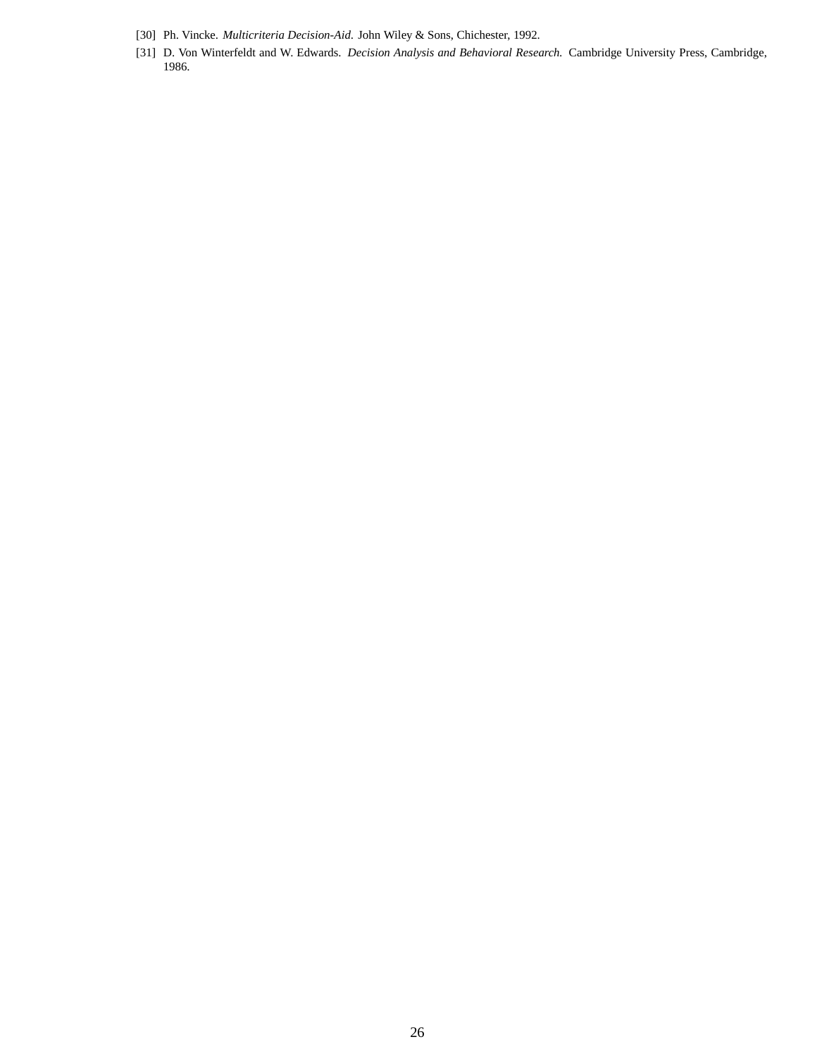[30] Ph. Vincke. *Multicriteria Decision-Aid.* John Wiley & Sons, Chichester, 1992.

[31] D. Von Winterfeldt and W. Edwards. *Decision Analysis and Behavioral Research.* Cambridge University Press, Cambridge, 1986.